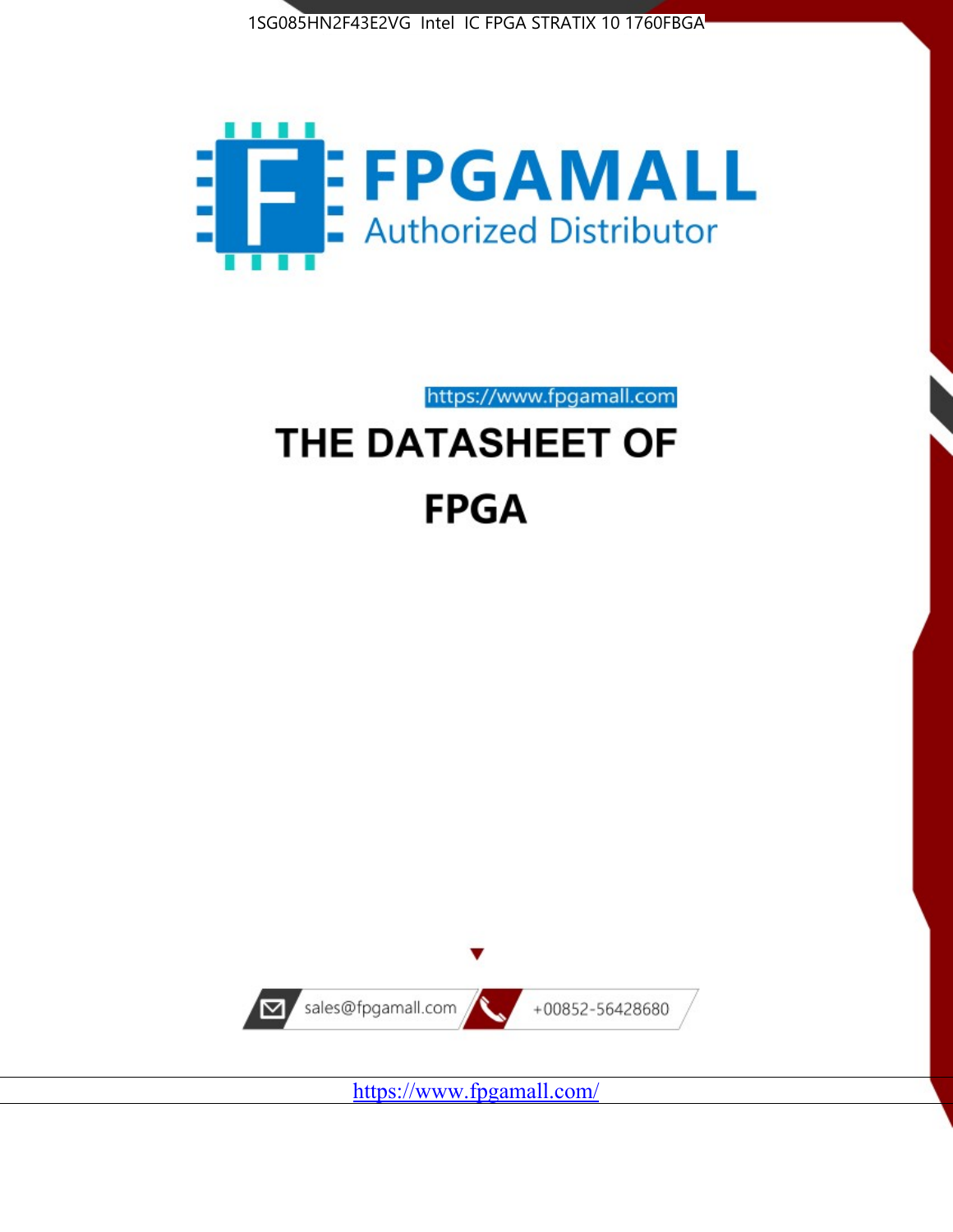1SG085HN2F43E2VG Intel IC FPGA STRATIX 10 1760FBGA

FPGAMALL

Authorized Distributor

https://www.fpgamall.com

# THE DATASHEET OF

# FPGA

sales@fpgamall.com

+00852-56428680

https://www.fpgamall.com/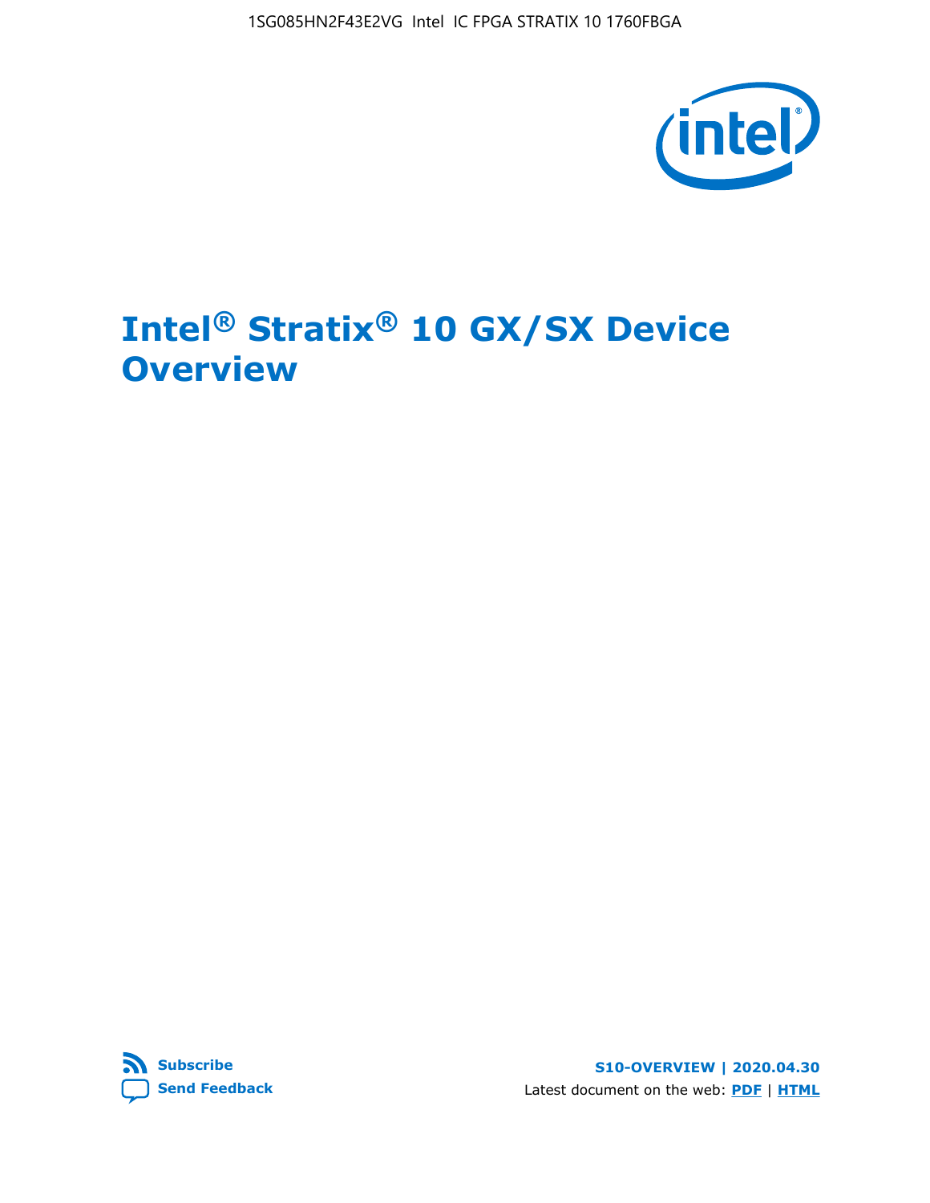# Intel® Stratix® 10 GX/SX Device Overview

**Subscribe**

**Send Feedback**

**S10-OVERVIEW | 2020.04.30**

Latest document on the web: **PDF** | **HTML**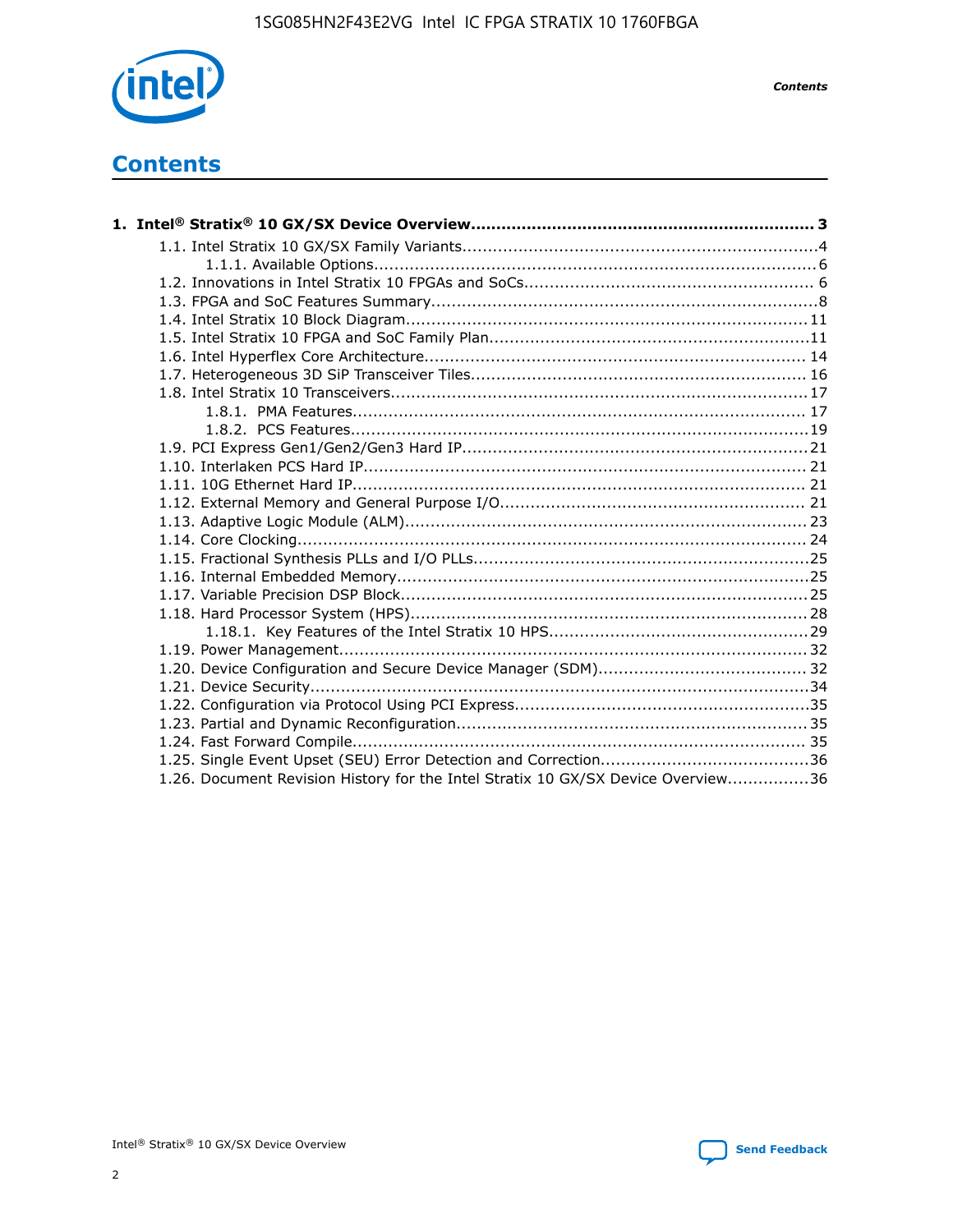# Contents

**1. Intel® Stratix® 10 GX/SX Device Overview.................................................................. 3**

- 1.1. Intel Stratix 10 GX/SX Family Variants.....................................................................4
  - 1.1.1. Available Options......................................................................................6
- 1.2. Innovations in Intel Stratix 10 FPGAs and SoCs........................................................ 6
- 1.3. FPGA and SoC Features Summary...........................................................................8
- 1.4. Intel Stratix 10 Block Diagram.............................................................................. 11
- 1.5. Intel Stratix 10 FPGA and SoC Family Plan..............................................................11
- 1.6. Intel Hyperflex Core Architecture.......................................................................... 14
- 1.7. Heterogeneous 3D SiP Transceiver Tiles................................................................ 16
- 1.8. Intel Stratix 10 Transceivers................................................................................ 17
  - 1.8.1. PMA Features........................................................................................ 17
  - 1.8.2. PCS Features.........................................................................................19
- 1.9. PCI Express Gen1/Gen2/Gen3 Hard IP.................................................................. 21
- 1.10. Interlaken PCS Hard IP...................................................................................... 21
- 1.11. 10G Ethernet Hard IP........................................................................................ 21
- 1.12. External Memory and General Purpose I/O........................................................... 21
- 1.13. Adaptive Logic Module (ALM).............................................................................. 23
- 1.14. Core Clocking................................................................................................... 24
- 1.15. Fractional Synthesis PLLs and I/O PLLs.................................................................25
- 1.16. Internal Embedded Memory................................................................................25
- 1.17. Variable Precision DSP Block...............................................................................25
- 1.18. Hard Processor System (HPS).............................................................................28
  - 1.18.1. Key Features of the Intel Stratix 10 HPS..................................................29
- 1.19. Power Management.......................................................................................... 32
- 1.20. Device Configuration and Secure Device Manager (SDM)........................................ 32
- 1.21. Device Security.................................................................................................34
- 1.22. Configuration via Protocol Using PCI Express.........................................................35
- 1.23. Partial and Dynamic Reconfiguration.................................................................... 35
- 1.24. Fast Forward Compile........................................................................................ 35
- 1.25. Single Event Upset (SEU) Error Detection and Correction........................................36
- 1.26. Document Revision History for the Intel Stratix 10 GX/SX Device Overview................36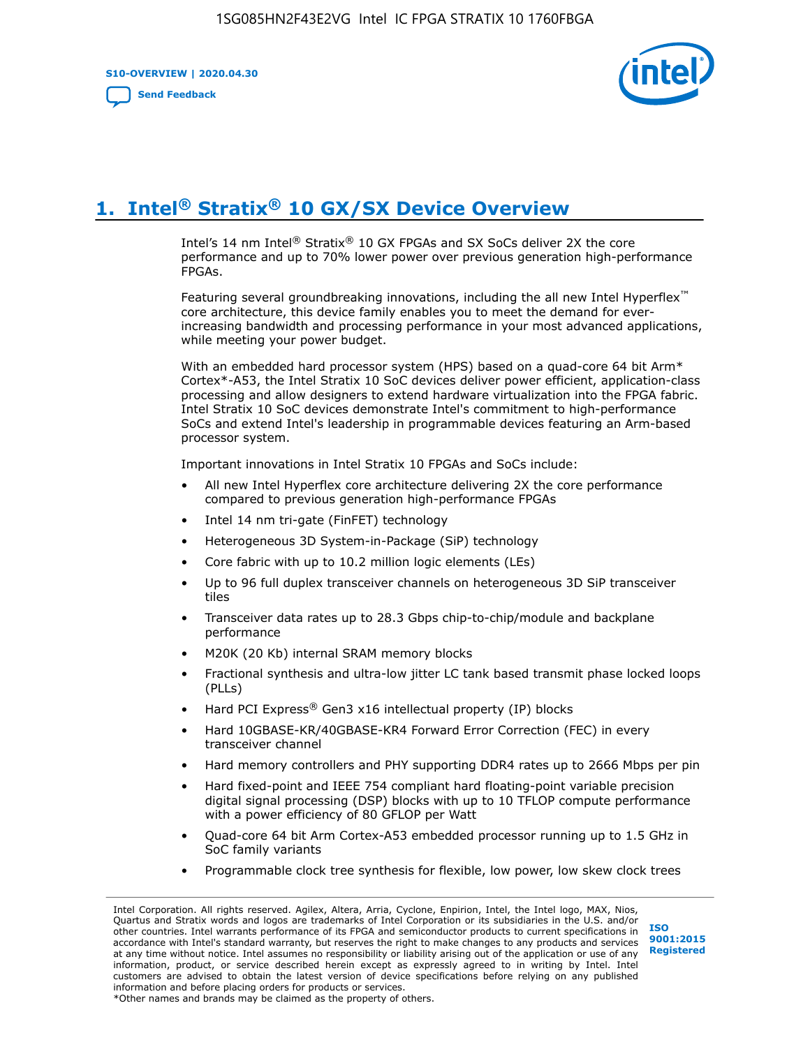# 1. Intel® Stratix® 10 GX/SX Device Overview

Intel's 14 nm Intel® Stratix® 10 GX FPGAs and SX SoCs deliver 2X the core performance and up to 70% lower power over previous generation high-performance FPGAs.

Featuring several groundbreaking innovations, including the all new Intel Hyperflex™ core architecture, this device family enables you to meet the demand for ever-increasing bandwidth and processing performance in your most advanced applications, while meeting your power budget.

With an embedded hard processor system (HPS) based on a quad-core 64 bit Arm* Cortex*-A53, the Intel Stratix 10 SoC devices deliver power efficient, application-class processing and allow designers to extend hardware virtualization into the FPGA fabric. Intel Stratix 10 SoC devices demonstrate Intel's commitment to high-performance SoCs and extend Intel's leadership in programmable devices featuring an Arm-based processor system.

Important innovations in Intel Stratix 10 FPGAs and SoCs include:

- All new Intel Hyperflex core architecture delivering 2X the core performance compared to previous generation high-performance FPGAs
- Intel 14 nm tri-gate (FinFET) technology
- Heterogeneous 3D System-in-Package (SiP) technology
- Core fabric with up to 10.2 million logic elements (LEs)
- Up to 96 full duplex transceiver channels on heterogeneous 3D SiP transceiver tiles
- Transceiver data rates up to 28.3 Gbps chip-to-chip/module and backplane performance
- M20K (20 Kb) internal SRAM memory blocks
- Fractional synthesis and ultra-low jitter LC tank based transmit phase locked loops (PLLs)
- Hard PCI Express® Gen3 x16 intellectual property (IP) blocks
- Hard 10GBASE-KR/40GBASE-KR4 Forward Error Correction (FEC) in every transceiver channel
- Hard memory controllers and PHY supporting DDR4 rates up to 2666 Mbps per pin
- Hard fixed-point and IEEE 754 compliant hard floating-point variable precision digital signal processing (DSP) blocks with up to 10 TFLOP compute performance with a power efficiency of 80 GFLOP per Watt
- Quad-core 64 bit Arm Cortex-A53 embedded processor running up to 1.5 GHz in SoC family variants
- Programmable clock tree synthesis for flexible, low power, low skew clock trees

Intel Corporation. All rights reserved. Agilex, Altera, Arria, Cyclone, Enpirion, Intel, the Intel logo, MAX, Nios, Quartus and Stratix words and logos are trademarks of Intel Corporation or its subsidiaries in the U.S. and/or other countries. Intel warrants performance of its FPGA and semiconductor products to current specifications in accordance with Intel's standard warranty, but reserves the right to make changes to any products and services at any time without notice. Intel assumes no responsibility or liability arising out of the application or use of any information, product, or service described herein except as expressly agreed to in writing by Intel. Intel customers are advised to obtain the latest version of device specifications before relying on any published information and before placing orders for products or services.
*Other names and brands may be claimed as the property of others.

ISO 9001:2015 Registered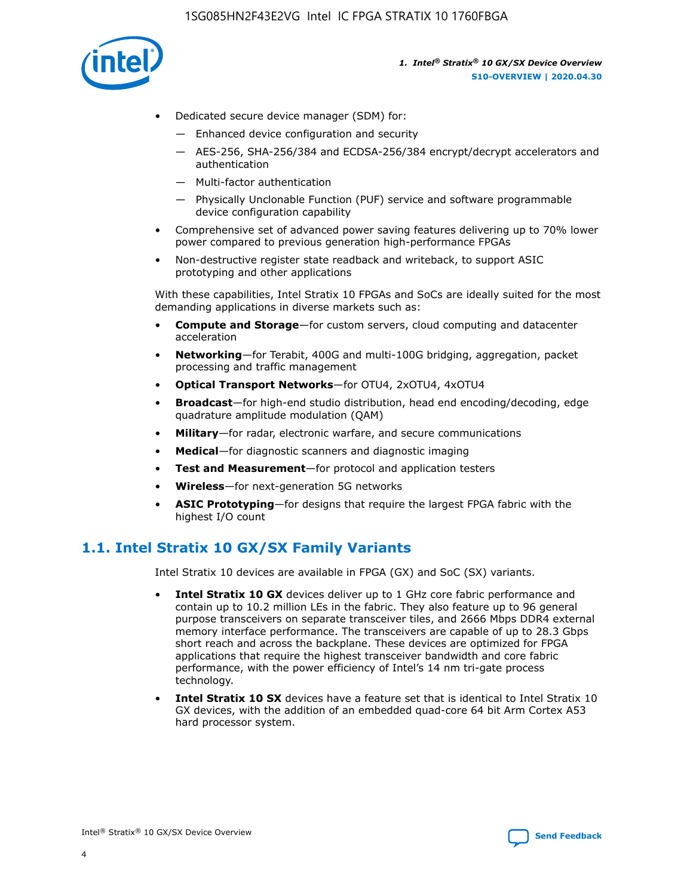- Dedicated secure device manager (SDM) for:
  - — Enhanced device configuration and security
  - — AES-256, SHA-256/384 and ECDSA-256/384 encrypt/decrypt accelerators and authentication
  - — Multi-factor authentication
  - — Physically Unclonable Function (PUF) service and software programmable device configuration capability
- Comprehensive set of advanced power saving features delivering up to 70% lower power compared to previous generation high-performance FPGAs
- Non-destructive register state readback and writeback, to support ASIC prototyping and other applications

With these capabilities, Intel Stratix 10 FPGAs and SoCs are ideally suited for the most demanding applications in diverse markets such as:

- **Compute and Storage**—for custom servers, cloud computing and datacenter acceleration
- **Networking**—for Terabit, 400G and multi-100G bridging, aggregation, packet processing and traffic management
- **Optical Transport Networks**—for OTU4, 2xOTU4, 4xOTU4
- **Broadcast**—for high-end studio distribution, head end encoding/decoding, edge quadrature amplitude modulation (QAM)
- **Military**—for radar, electronic warfare, and secure communications
- **Medical**—for diagnostic scanners and diagnostic imaging
- **Test and Measurement**—for protocol and application testers
- **Wireless**—for next-generation 5G networks
- **ASIC Prototyping**—for designs that require the largest FPGA fabric with the highest I/O count

## 1.1. Intel Stratix 10 GX/SX Family Variants

Intel Stratix 10 devices are available in FPGA (GX) and SoC (SX) variants.

- **Intel Stratix 10 GX** devices deliver up to 1 GHz core fabric performance and contain up to 10.2 million LEs in the fabric. They also feature up to 96 general purpose transceivers on separate transceiver tiles, and 2666 Mbps DDR4 external memory interface performance. The transceivers are capable of up to 28.3 Gbps short reach and across the backplane. These devices are optimized for FPGA applications that require the highest transceiver bandwidth and core fabric performance, with the power efficiency of Intel's 14 nm tri-gate process technology.
- **Intel Stratix 10 SX** devices have a feature set that is identical to Intel Stratix 10 GX devices, with the addition of an embedded quad-core 64 bit Arm Cortex A53 hard processor system.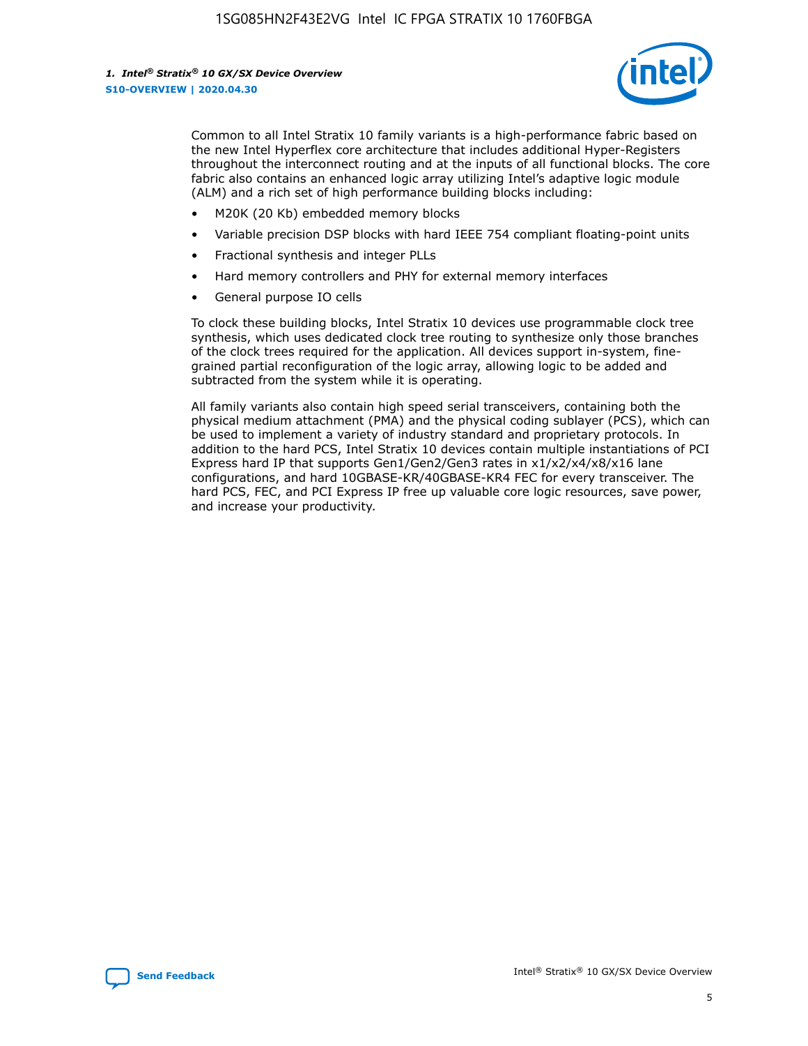Common to all Intel Stratix 10 family variants is a high-performance fabric based on the new Intel Hyperflex core architecture that includes additional Hyper-Registers throughout the interconnect routing and at the inputs of all functional blocks. The core fabric also contains an enhanced logic array utilizing Intel's adaptive logic module (ALM) and a rich set of high performance building blocks including:

- M20K (20 Kb) embedded memory blocks
- Variable precision DSP blocks with hard IEEE 754 compliant floating-point units
- Fractional synthesis and integer PLLs
- Hard memory controllers and PHY for external memory interfaces
- General purpose IO cells

To clock these building blocks, Intel Stratix 10 devices use programmable clock tree synthesis, which uses dedicated clock tree routing to synthesize only those branches of the clock trees required for the application. All devices support in-system, fine-grained partial reconfiguration of the logic array, allowing logic to be added and subtracted from the system while it is operating.

All family variants also contain high speed serial transceivers, containing both the physical medium attachment (PMA) and the physical coding sublayer (PCS), which can be used to implement a variety of industry standard and proprietary protocols. In addition to the hard PCS, Intel Stratix 10 devices contain multiple instantiations of PCI Express hard IP that supports Gen1/Gen2/Gen3 rates in x1/x2/x4/x8/x16 lane configurations, and hard 10GBASE-KR/40GBASE-KR4 FEC for every transceiver. The hard PCS, FEC, and PCI Express IP free up valuable core logic resources, save power, and increase your productivity.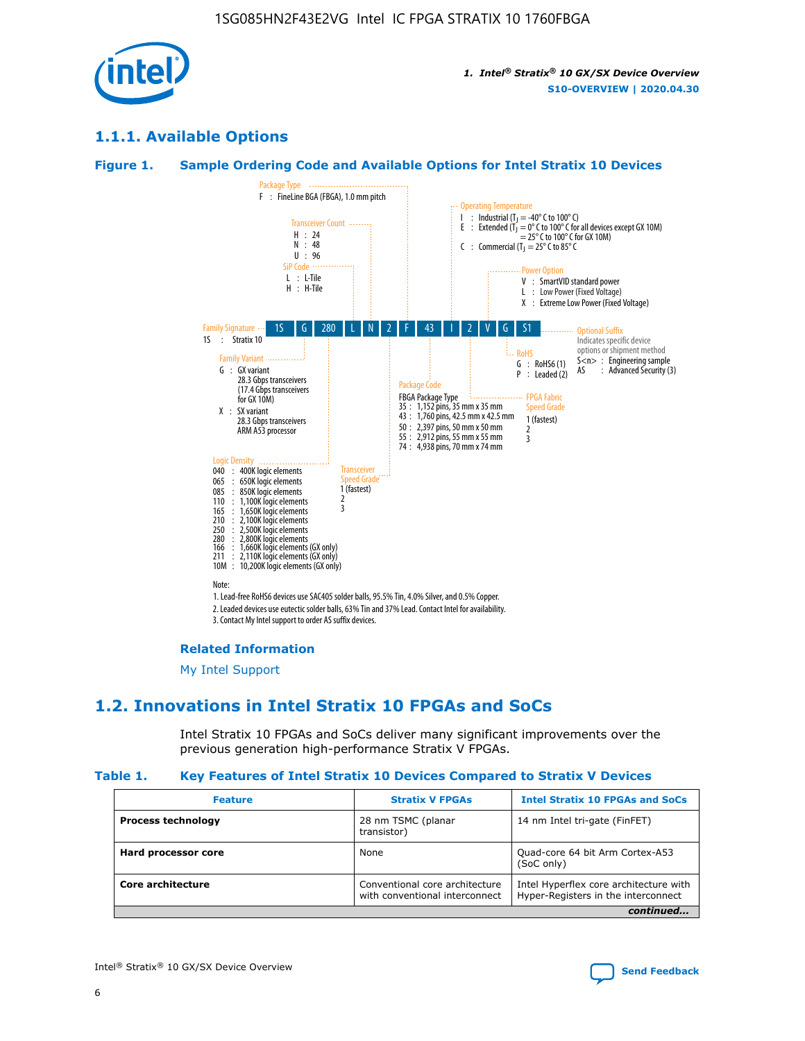## 1.1.1. Available Options

### Figure 1. Sample Ordering Code and Available Options for Intel Stratix 10 Devices

| 1S | G | 280 | L | N | 2 | F | 43 | I | 2 | V | G | S1 |
|---|---|---|---|---|---|---|---|---|---|---|---|---|

**Family Signature**
1S : Stratix 10

**Family Variant**
G : GX variant
28.3 Gbps transceivers
(17.4 Gbps transceivers for GX 10M)
X : SX variant
28.3 Gbps transceivers
ARM A53 processor

**Logic Density**
040 : 400K logic elements
065 : 650K logic elements
085 : 850K logic elements
110 : 1,100K logic elements
165 : 1,650K logic elements
210 : 2,100K logic elements
250 : 2,500K logic elements
280 : 2,800K logic elements
166 : 1,660K logic elements (GX only)
211 : 2,110K logic elements (GX only)
10M : 10,200K logic elements (GX only)

**SiP Code**
L : L-Tile
H : H-Tile

**Transceiver Count**
H : 24
N : 48
U : 96

**Transceiver Speed Grade**
1 (fastest)
2
3

**Package Type**
F : FineLine BGA (FBGA), 1.0 mm pitch

**Package Code**
FBGA Package Type
35 : 1,152 pins, 35 mm x 35 mm
43 : 1,760 pins, 42.5 mm x 42.5 mm
50 : 2,397 pins, 50 mm x 50 mm
55 : 2,912 pins, 55 mm x 55 mm
74 : 4,938 pins, 70 mm x 74 mm

**Operating Temperature**
I : Industrial ($T_J$ = -40° C to 100° C)
E : Extended ($T_J$ = 0° C to 100° C for all devices except GX 10M)
= 25° C to 100° C for GX 10M)
C : Commercial ($T_J$ = 25° C to 85° C

**FPGA Fabric Speed Grade**
1 (fastest)
2
3

**Power Option**
V : SmartVID standard power
L : Low Power (Fixed Voltage)
X : Extreme Low Power (Fixed Voltage)

**RoHS**
G : RoHS6 (1)
P : Leaded (2)

**Optional Suffix**
Indicates specific device options or shipment method
S<n> : Engineering sample
AS : Advanced Security (3)

Note:
1. Lead-free RoHS6 devices use SAC405 solder balls, 95.5% Tin, 4.0% Silver, and 0.5% Copper.
2. Leaded devices use eutectic solder balls, 63% Tin and 37% Lead. Contact Intel for availability.
3. Contact My Intel support to order AS suffix devices.

#### Related Information

My Intel Support

## 1.2. Innovations in Intel Stratix 10 FPGAs and SoCs

Intel Stratix 10 FPGAs and SoCs deliver many significant improvements over the previous generation high-performance Stratix V FPGAs.

### Table 1. Key Features of Intel Stratix 10 Devices Compared to Stratix V Devices

| Feature | Stratix V FPGAs | Intel Stratix 10 FPGAs and SoCs |
|---|---|---|
| **Process technology** | 28 nm TSMC (planar transistor) | 14 nm Intel tri-gate (FinFET) |
| **Hard processor core** | None | Quad-core 64 bit Arm Cortex-A53 (SoC only) |
| **Core architecture** | Conventional core architecture with conventional interconnect | Intel Hyperflex core architecture with Hyper-Registers in the interconnect |

*continued...*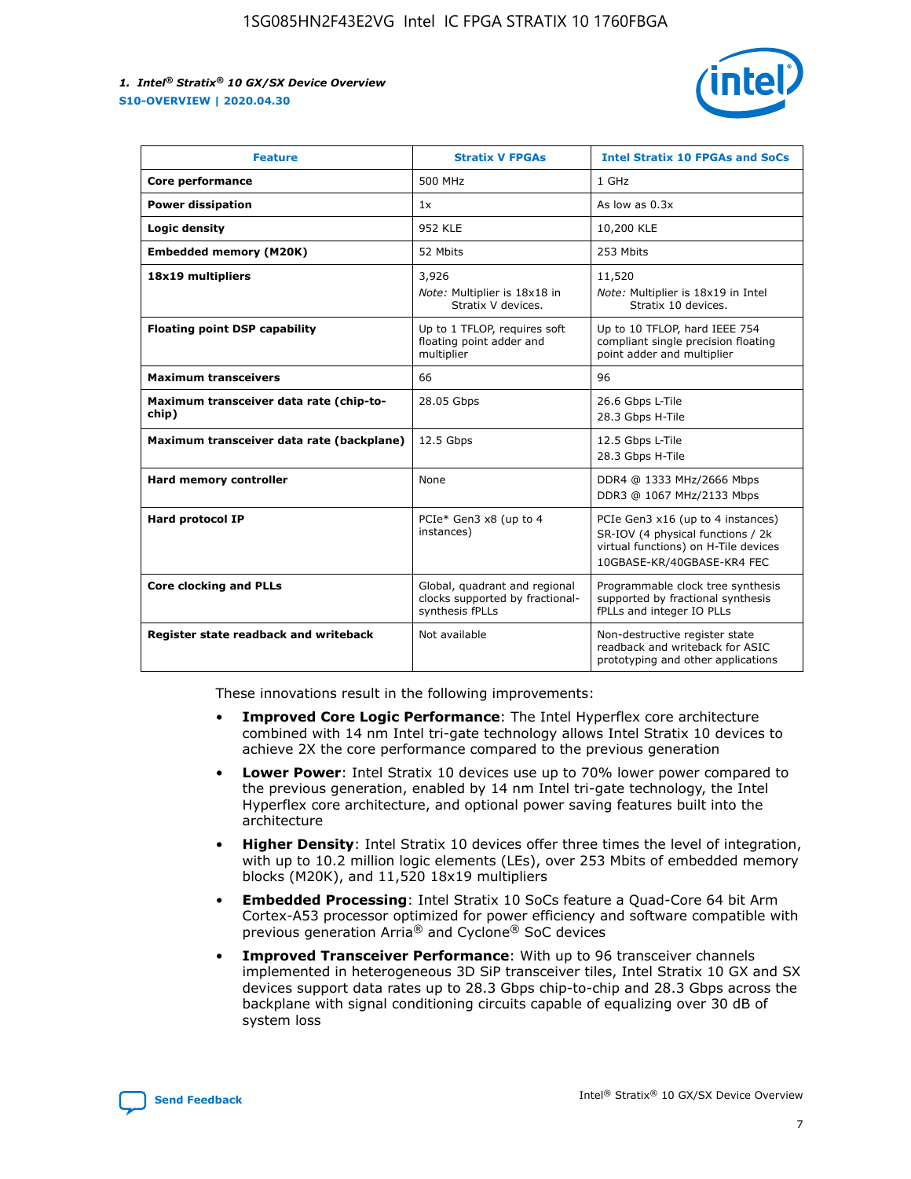| Feature | Stratix V FPGAs | Intel Stratix 10 FPGAs and SoCs |
| --- | --- | --- |
| **Core performance** | 500 MHz | 1 GHz |
| **Power dissipation** | 1x | As low as 0.3x |
| **Logic density** | 952 KLE | 10,200 KLE |
| **Embedded memory (M20K)** | 52 Mbits | 253 Mbits |
| **18x19 multipliers** | 3,926<br>*Note:* Multiplier is 18x18 in Stratix V devices. | 11,520<br>*Note:* Multiplier is 18x19 in Intel Stratix 10 devices. |
| **Floating point DSP capability** | Up to 1 TFLOP, requires soft floating point adder and multiplier | Up to 10 TFLOP, hard IEEE 754 compliant single precision floating point adder and multiplier |
| **Maximum transceivers** | 66 | 96 |
| **Maximum transceiver data rate (chip-to-chip)** | 28.05 Gbps | 26.6 Gbps L-Tile<br>28.3 Gbps H-Tile |
| **Maximum transceiver data rate (backplane)** | 12.5 Gbps | 12.5 Gbps L-Tile<br>28.3 Gbps H-Tile |
| **Hard memory controller** | None | DDR4 @ 1333 MHz/2666 Mbps<br>DDR3 @ 1067 MHz/2133 Mbps |
| **Hard protocol IP** | PCIe* Gen3 x8 (up to 4 instances) | PCIe Gen3 x16 (up to 4 instances)<br>SR-IOV (4 physical functions / 2k virtual functions) on H-Tile devices<br>10GBASE-KR/40GBASE-KR4 FEC |
| **Core clocking and PLLs** | Global, quadrant and regional clocks supported by fractional-synthesis fPLLs | Programmable clock tree synthesis supported by fractional synthesis fPLLs and integer IO PLLs |
| **Register state readback and writeback** | Not available | Non-destructive register state readback and writeback for ASIC prototyping and other applications |

These innovations result in the following improvements:

- **Improved Core Logic Performance**: The Intel Hyperflex core architecture combined with 14 nm Intel tri-gate technology allows Intel Stratix 10 devices to achieve 2X the core performance compared to the previous generation
- **Lower Power**: Intel Stratix 10 devices use up to 70% lower power compared to the previous generation, enabled by 14 nm Intel tri-gate technology, the Intel Hyperflex core architecture, and optional power saving features built into the architecture
- **Higher Density**: Intel Stratix 10 devices offer three times the level of integration, with up to 10.2 million logic elements (LEs), over 253 Mbits of embedded memory blocks (M20K), and 11,520 18x19 multipliers
- **Embedded Processing**: Intel Stratix 10 SoCs feature a Quad-Core 64 bit Arm Cortex-A53 processor optimized for power efficiency and software compatible with previous generation Arria® and Cyclone® SoC devices
- **Improved Transceiver Performance**: With up to 96 transceiver channels implemented in heterogeneous 3D SiP transceiver tiles, Intel Stratix 10 GX and SX devices support data rates up to 28.3 Gbps chip-to-chip and 28.3 Gbps across the backplane with signal conditioning circuits capable of equalizing over 30 dB of system loss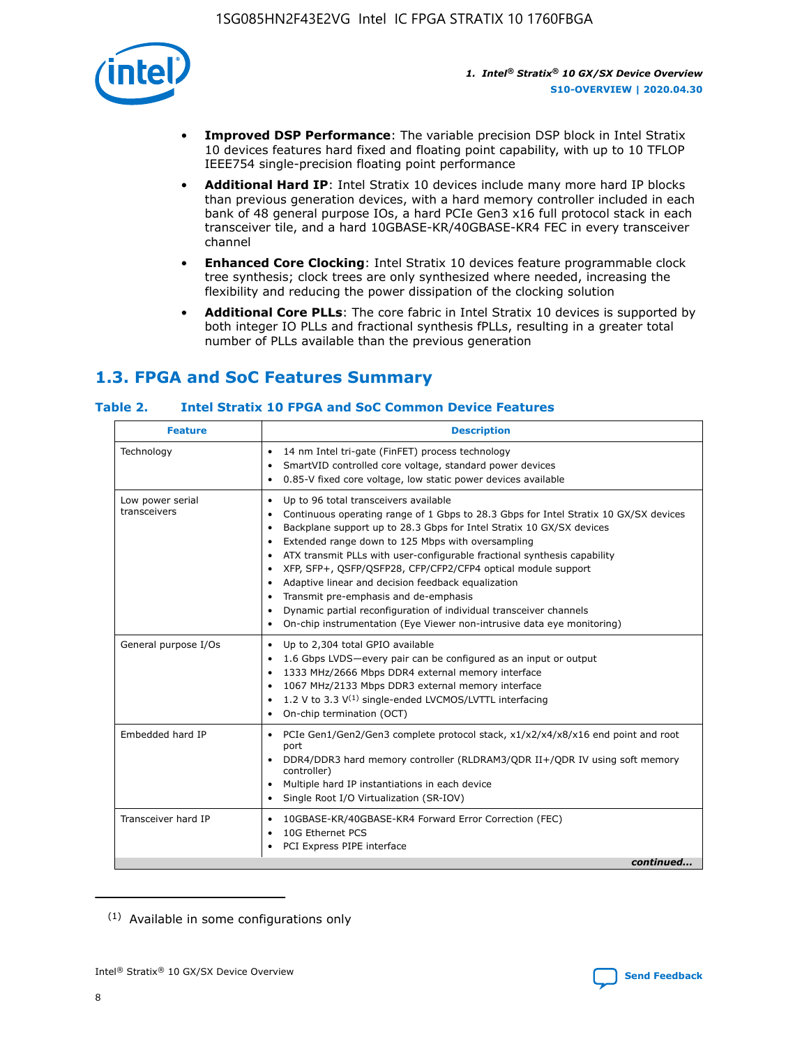- **Improved DSP Performance**: The variable precision DSP block in Intel Stratix 10 devices features hard fixed and floating point capability, with up to 10 TFLOP IEEE754 single-precision floating point performance
- **Additional Hard IP**: Intel Stratix 10 devices include many more hard IP blocks than previous generation devices, with a hard memory controller included in each bank of 48 general purpose IOs, a hard PCIe Gen3 x16 full protocol stack in each transceiver tile, and a hard 10GBASE-KR/40GBASE-KR4 FEC in every transceiver channel
- **Enhanced Core Clocking**: Intel Stratix 10 devices feature programmable clock tree synthesis; clock trees are only synthesized where needed, increasing the flexibility and reducing the power dissipation of the clocking solution
- **Additional Core PLLs**: The core fabric in Intel Stratix 10 devices is supported by both integer IO PLLs and fractional synthesis fPLLs, resulting in a greater total number of PLLs available than the previous generation

## 1.3. FPGA and SoC Features Summary

### Table 2. Intel Stratix 10 FPGA and SoC Common Device Features

| Feature | Description |
|---|---|
| Technology | • 14 nm Intel tri-gate (FinFET) process technology<br>• SmartVID controlled core voltage, standard power devices<br>• 0.85-V fixed core voltage, low static power devices available |
| Low power serial transceivers | • Up to 96 total transceivers available<br>• Continuous operating range of 1 Gbps to 28.3 Gbps for Intel Stratix 10 GX/SX devices<br>• Backplane support up to 28.3 Gbps for Intel Stratix 10 GX/SX devices<br>• Extended range down to 125 Mbps with oversampling<br>• ATX transmit PLLs with user-configurable fractional synthesis capability<br>• XFP, SFP+, QSFP/QSFP28, CFP/CFP2/CFP4 optical module support<br>• Adaptive linear and decision feedback equalization<br>• Transmit pre-emphasis and de-emphasis<br>• Dynamic partial reconfiguration of individual transceiver channels<br>• On-chip instrumentation (Eye Viewer non-intrusive data eye monitoring) |
| General purpose I/Os | • Up to 2,304 total GPIO available<br>• 1.6 Gbps LVDS—every pair can be configured as an input or output<br>• 1333 MHz/2666 Mbps DDR4 external memory interface<br>• 1067 MHz/2133 Mbps DDR3 external memory interface<br>• 1.2 V to 3.3 V[(1)] single-ended LVCMOS/LVTTL interfacing<br>• On-chip termination (OCT) |
| Embedded hard IP | • PCIe Gen1/Gen2/Gen3 complete protocol stack, x1/x2/x4/x8/x16 end point and root port<br>• DDR4/DDR3 hard memory controller (RLDRAM3/QDR II+/QDR IV using soft memory controller)<br>• Multiple hard IP instantiations in each device<br>• Single Root I/O Virtualization (SR-IOV) |
| Transceiver hard IP | • 10GBASE-KR/40GBASE-KR4 Forward Error Correction (FEC)<br>• 10G Ethernet PCS<br>• PCI Express PIPE interface |

*continued...*

(1) Available in some configurations only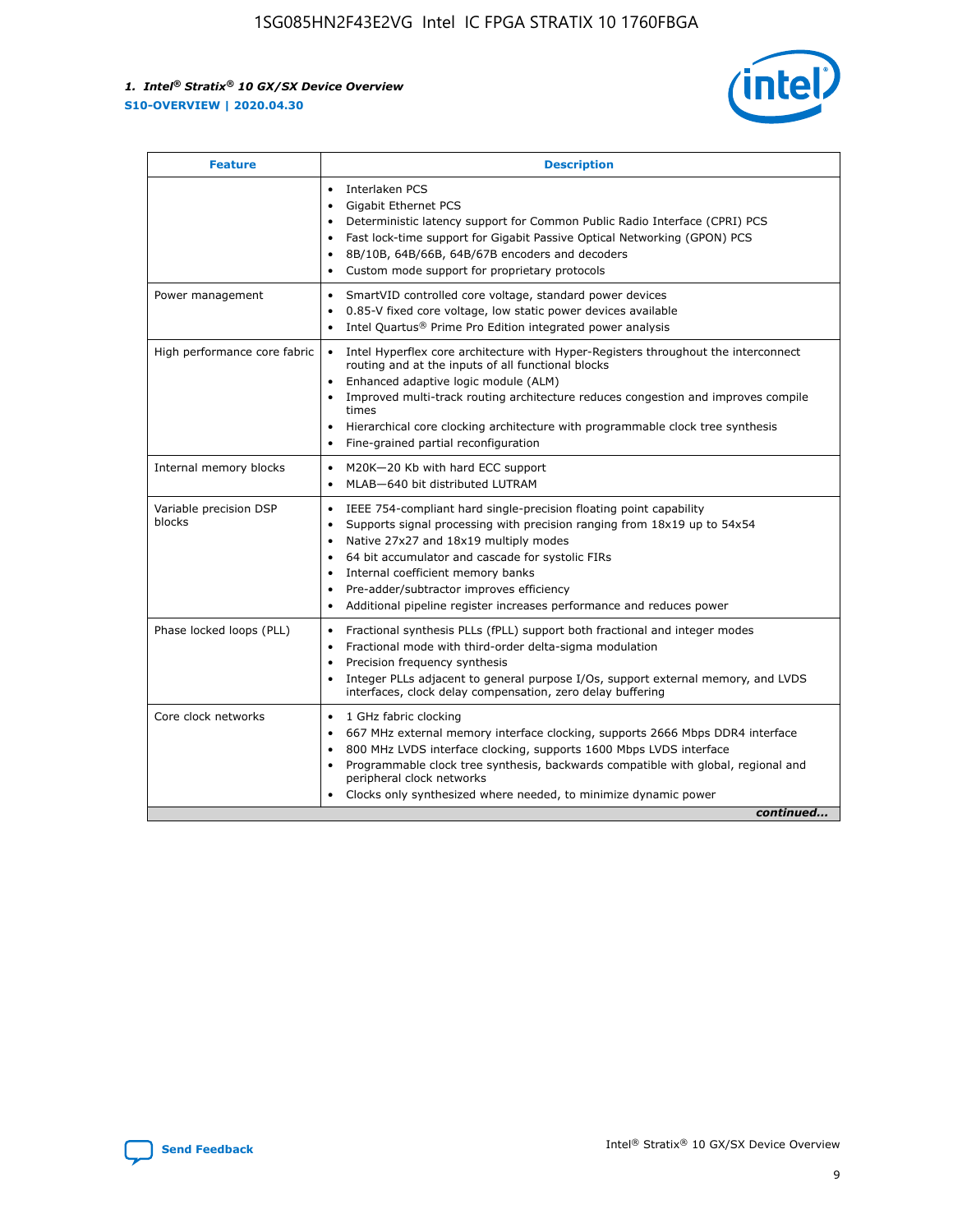| Feature | Description |
| --- | --- |
| | • Interlaken PCS<br>• Gigabit Ethernet PCS<br>• Deterministic latency support for Common Public Radio Interface (CPRI) PCS<br>• Fast lock-time support for Gigabit Passive Optical Networking (GPON) PCS<br>• 8B/10B, 64B/66B, 64B/67B encoders and decoders<br>• Custom mode support for proprietary protocols |
| Power management | • SmartVID controlled core voltage, standard power devices<br>• 0.85-V fixed core voltage, low static power devices available<br>• Intel Quartus® Prime Pro Edition integrated power analysis |
| High performance core fabric | • Intel Hyperflex core architecture with Hyper-Registers throughout the interconnect routing and at the inputs of all functional blocks<br>• Enhanced adaptive logic module (ALM)<br>• Improved multi-track routing architecture reduces congestion and improves compile times<br>• Hierarchical core clocking architecture with programmable clock tree synthesis<br>• Fine-grained partial reconfiguration |
| Internal memory blocks | • M20K—20 Kb with hard ECC support<br>• MLAB—640 bit distributed LUTRAM |
| Variable precision DSP blocks | • IEEE 754-compliant hard single-precision floating point capability<br>• Supports signal processing with precision ranging from 18x19 up to 54x54<br>• Native 27x27 and 18x19 multiply modes<br>• 64 bit accumulator and cascade for systolic FIRs<br>• Internal coefficient memory banks<br>• Pre-adder/subtractor improves efficiency<br>• Additional pipeline register increases performance and reduces power |
| Phase locked loops (PLL) | • Fractional synthesis PLLs (fPLL) support both fractional and integer modes<br>• Fractional mode with third-order delta-sigma modulation<br>• Precision frequency synthesis<br>• Integer PLLs adjacent to general purpose I/Os, support external memory, and LVDS interfaces, clock delay compensation, zero delay buffering |
| Core clock networks | • 1 GHz fabric clocking<br>• 667 MHz external memory interface clocking, supports 2666 Mbps DDR4 interface<br>• 800 MHz LVDS interface clocking, supports 1600 Mbps LVDS interface<br>• Programmable clock tree synthesis, backwards compatible with global, regional and peripheral clock networks<br>• Clocks only synthesized where needed, to minimize dynamic power |

*continued...*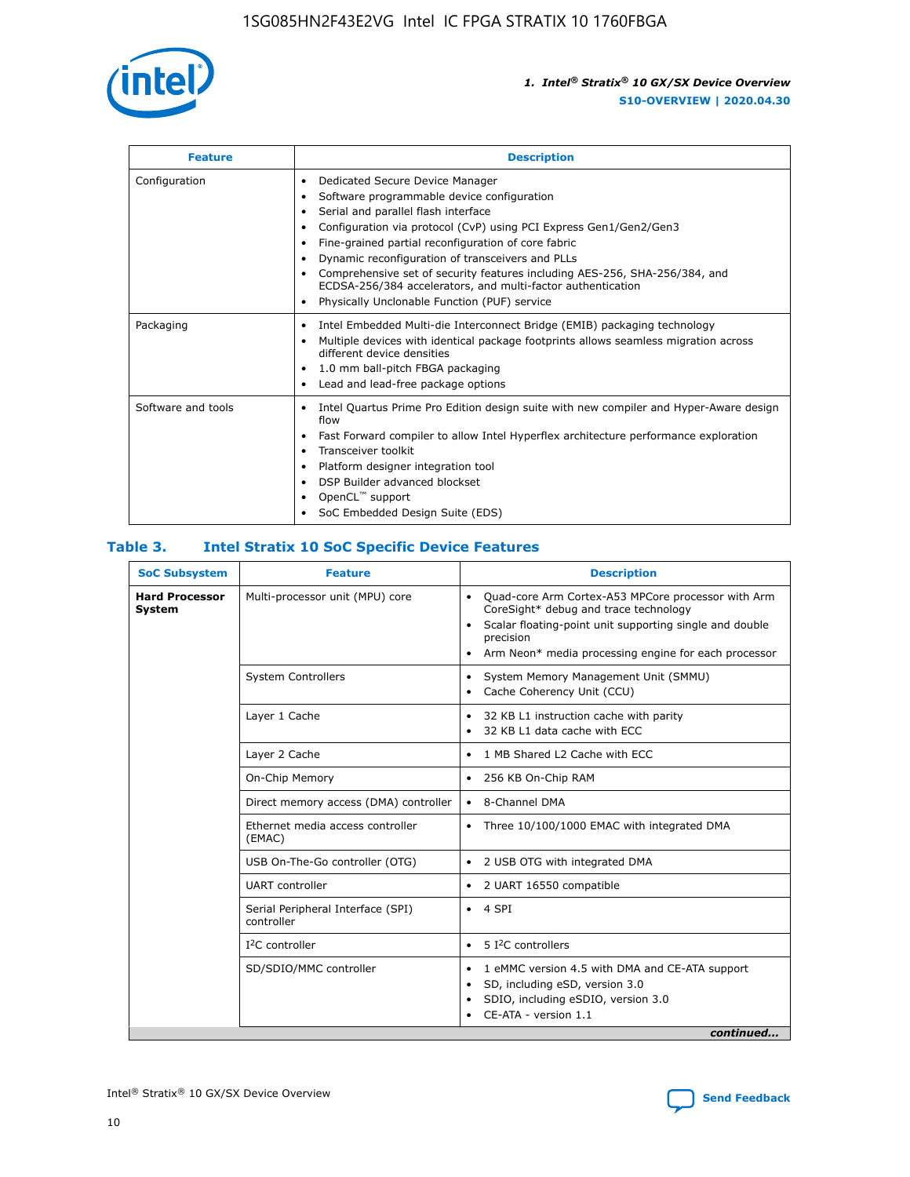| Feature | Description |
| --- | --- |
| Configuration | • Dedicated Secure Device Manager<br>• Software programmable device configuration<br>• Serial and parallel flash interface<br>• Configuration via protocol (CvP) using PCI Express Gen1/Gen2/Gen3<br>• Fine-grained partial reconfiguration of core fabric<br>• Dynamic reconfiguration of transceivers and PLLs<br>• Comprehensive set of security features including AES-256, SHA-256/384, and ECDSA-256/384 accelerators, and multi-factor authentication<br>• Physically Unclonable Function (PUF) service |
| Packaging | • Intel Embedded Multi-die Interconnect Bridge (EMIB) packaging technology<br>• Multiple devices with identical package footprints allows seamless migration across different device densities<br>• 1.0 mm ball-pitch FBGA packaging<br>• Lead and lead-free package options |
| Software and tools | • Intel Quartus Prime Pro Edition design suite with new compiler and Hyper-Aware design flow<br>• Fast Forward compiler to allow Intel Hyperflex architecture performance exploration<br>• Transceiver toolkit<br>• Platform designer integration tool<br>• DSP Builder advanced blockset<br>• OpenCL™ support<br>• SoC Embedded Design Suite (EDS) |

## Table 3. Intel Stratix 10 SoC Specific Device Features

| SoC Subsystem | Feature | Description |
| --- | --- | --- |
| **Hard Processor System** | Multi-processor unit (MPU) core | • Quad-core Arm Cortex-A53 MPCore processor with Arm CoreSight* debug and trace technology<br>• Scalar floating-point unit supporting single and double precision<br>• Arm Neon* media processing engine for each processor |
| | System Controllers | • System Memory Management Unit (SMMU)<br>• Cache Coherency Unit (CCU) |
| | Layer 1 Cache | • 32 KB L1 instruction cache with parity<br>• 32 KB L1 data cache with ECC |
| | Layer 2 Cache | • 1 MB Shared L2 Cache with ECC |
| | On-Chip Memory | • 256 KB On-Chip RAM |
| | Direct memory access (DMA) controller | • 8-Channel DMA |
| | Ethernet media access controller (EMAC) | • Three 10/100/1000 EMAC with integrated DMA |
| | USB On-The-Go controller (OTG) | • 2 USB OTG with integrated DMA |
| | UART controller | • 2 UART 16550 compatible |
| | Serial Peripheral Interface (SPI) controller | • 4 SPI |
| | I²C controller | • 5 I²C controllers |
| | SD/SDIO/MMC controller | • 1 eMMC version 4.5 with DMA and CE-ATA support<br>• SD, including eSD, version 3.0<br>• SDIO, including eSDIO, version 3.0<br>• CE-ATA - version 1.1 |

*continued...*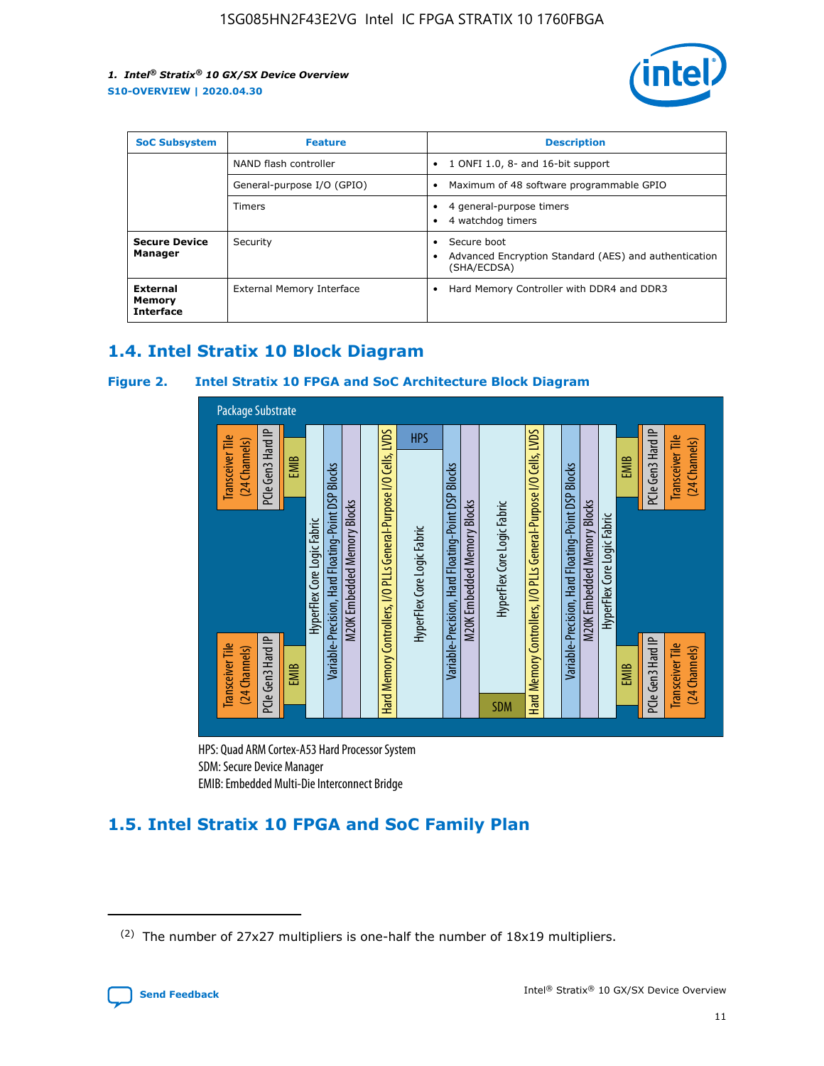| SoC Subsystem | Feature | Description |
| --- | --- | --- |
| | NAND flash controller | • 1 ONFI 1.0, 8- and 16-bit support |
| | General-purpose I/O (GPIO) | • Maximum of 48 software programmable GPIO |
| | Timers | • 4 general-purpose timers<br>• 4 watchdog timers |
| **Secure Device Manager** | Security | • Secure boot<br>• Advanced Encryption Standard (AES) and authentication (SHA/ECDSA) |
| **External Memory Interface** | External Memory Interface | • Hard Memory Controller with DDR4 and DDR3 |

## 1.4. Intel Stratix 10 Block Diagram

**Figure 2. Intel Stratix 10 FPGA and SoC Architecture Block Diagram**

Package Substrate

Transceiver Tile (24 Channels) | PCIe Gen3 Hard IP | EMIB | HyperFlex Core Logic Fabric | Variable-Precision, Hard Floating-Point DSP Blocks | M20K Embedded Memory Blocks | Hard Memory Controllers, I/O PLLs General-Purpose I/O Cells, LVDS | HPS | HyperFlex Core Logic Fabric | Variable-Precision, Hard Floating-Point DSP Blocks | M20K Embedded Memory Blocks | HyperFlex Core Logic Fabric | SDM | Hard Memory Controllers, I/O PLLs General-Purpose I/O Cells, LVDS | Variable-Precision, Hard Floating-Point DSP Blocks | M20K Embedded Memory Blocks | HyperFlex Core Logic Fabric | EMIB | PCIe Gen3 Hard IP | Transceiver Tile (24 Channels)

HPS: Quad ARM Cortex-A53 Hard Processor System
SDM: Secure Device Manager
EMIB: Embedded Multi-Die Interconnect Bridge

## 1.5. Intel Stratix 10 FPGA and SoC Family Plan

(2) The number of 27x27 multipliers is one-half the number of 18x19 multipliers.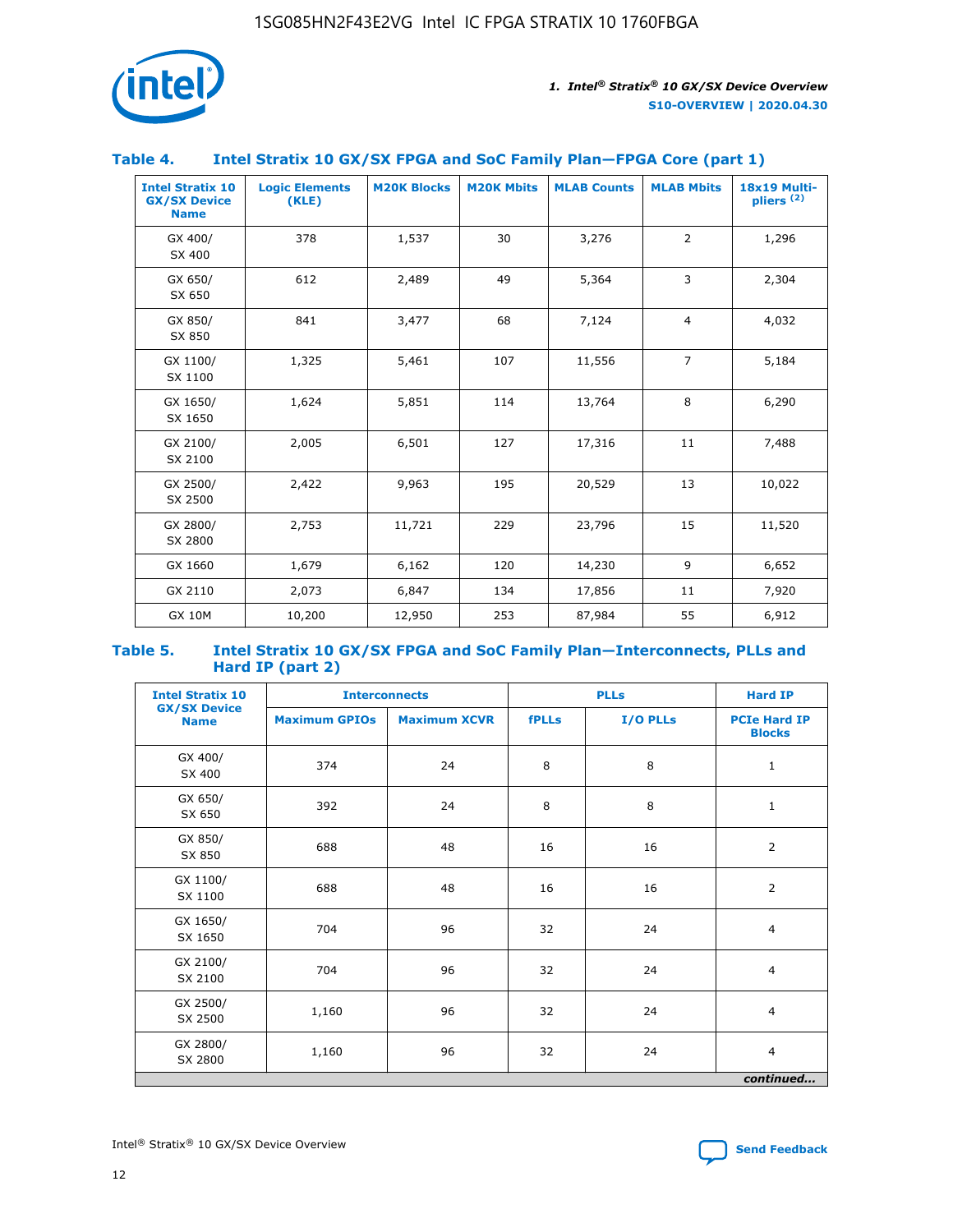### Table 4. Intel Stratix 10 GX/SX FPGA and SoC Family Plan—FPGA Core (part 1)

| Intel Stratix 10 GX/SX Device Name | Logic Elements (KLE) | M20K Blocks | M20K Mbits | MLAB Counts | MLAB Mbits | 18x19 Multipliers [(2)] |
|---|---|---|---|---|---|---|
| GX 400/ SX 400 | 378 | 1,537 | 30 | 3,276 | 2 | 1,296 |
| GX 650/ SX 650 | 612 | 2,489 | 49 | 5,364 | 3 | 2,304 |
| GX 850/ SX 850 | 841 | 3,477 | 68 | 7,124 | 4 | 4,032 |
| GX 1100/ SX 1100 | 1,325 | 5,461 | 107 | 11,556 | 7 | 5,184 |
| GX 1650/ SX 1650 | 1,624 | 5,851 | 114 | 13,764 | 8 | 6,290 |
| GX 2100/ SX 2100 | 2,005 | 6,501 | 127 | 17,316 | 11 | 7,488 |
| GX 2500/ SX 2500 | 2,422 | 9,963 | 195 | 20,529 | 13 | 10,022 |
| GX 2800/ SX 2800 | 2,753 | 11,721 | 229 | 23,796 | 15 | 11,520 |
| GX 1660 | 1,679 | 6,162 | 120 | 14,230 | 9 | 6,652 |
| GX 2110 | 2,073 | 6,847 | 134 | 17,856 | 11 | 7,920 |
| GX 10M | 10,200 | 12,950 | 253 | 87,984 | 55 | 6,912 |

### Table 5. Intel Stratix 10 GX/SX FPGA and SoC Family Plan—Interconnects, PLLs and Hard IP (part 2)

| Intel Stratix 10 GX/SX Device Name | Interconnects | | PLLs | | Hard IP |
|---|---|---|---|---|---|
| | Maximum GPIOs | Maximum XCVR | fPLLs | I/O PLLs | PCIe Hard IP Blocks |
| GX 400/ SX 400 | 374 | 24 | 8 | 8 | 1 |
| GX 650/ SX 650 | 392 | 24 | 8 | 8 | 1 |
| GX 850/ SX 850 | 688 | 48 | 16 | 16 | 2 |
| GX 1100/ SX 1100 | 688 | 48 | 16 | 16 | 2 |
| GX 1650/ SX 1650 | 704 | 96 | 32 | 24 | 4 |
| GX 2100/ SX 2100 | 704 | 96 | 32 | 24 | 4 |
| GX 2500/ SX 2500 | 1,160 | 96 | 32 | 24 | 4 |
| GX 2800/ SX 2800 | 1,160 | 96 | 32 | 24 | 4 |

*continued...*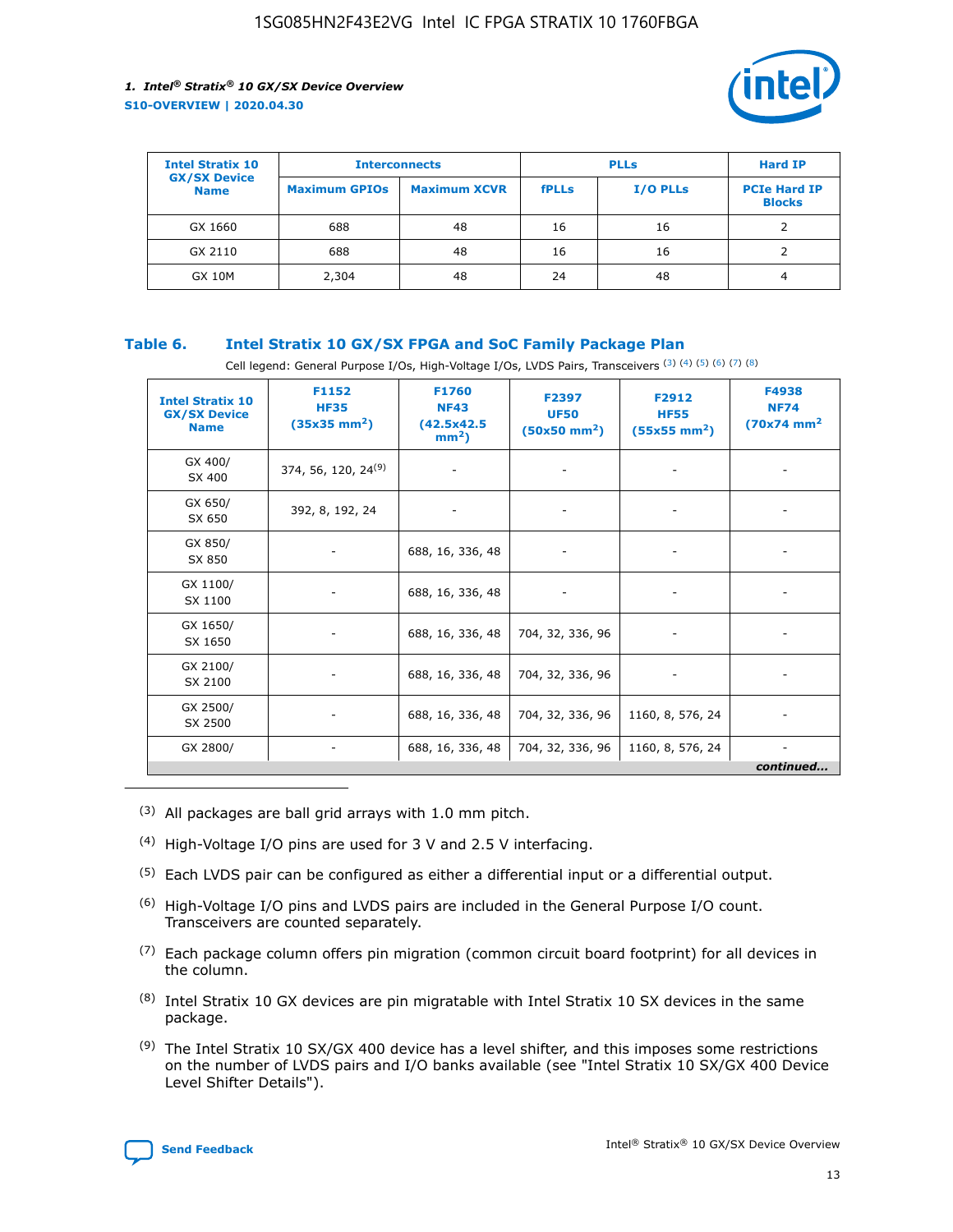| Intel Stratix 10 GX/SX Device Name | Interconnects | | PLLs | | Hard IP |
|---|---|---|---|---|---|
| | Maximum GPIOs | Maximum XCVR | fPLLs | I/O PLLs | PCIe Hard IP Blocks |
| GX 1660 | 688 | 48 | 16 | 16 | 2 |
| GX 2110 | 688 | 48 | 16 | 16 | 2 |
| GX 10M | 2,304 | 48 | 24 | 48 | 4 |

## Table 6. Intel Stratix 10 GX/SX FPGA and SoC Family Package Plan

Cell legend: General Purpose I/Os, High-Voltage I/Os, LVDS Pairs, Transceivers [(3)] [(4)] [(5)] [(6)] [(7)] [(8)]

| Intel Stratix 10 GX/SX Device Name | F1152 HF35 (35x35 mm$^2$) | F1760 NF43 (42.5x42.5 mm$^2$) | F2397 UF50 (50x50 mm$^2$) | F2912 HF55 (55x55 mm$^2$) | F4938 NF74 (70x74 mm$^2$ |
|---|---|---|---|---|---|
| GX 400/ SX 400 | 374, 56, 120, 24[(9)] | - | - | - | - |
| GX 650/ SX 650 | 392, 8, 192, 24 | - | - | - | - |
| GX 850/ SX 850 | - | 688, 16, 336, 48 | - | - | - |
| GX 1100/ SX 1100 | - | 688, 16, 336, 48 | - | - | - |
| GX 1650/ SX 1650 | - | 688, 16, 336, 48 | 704, 32, 336, 96 | - | - |
| GX 2100/ SX 2100 | - | 688, 16, 336, 48 | 704, 32, 336, 96 | - | - |
| GX 2500/ SX 2500 | - | 688, 16, 336, 48 | 704, 32, 336, 96 | 1160, 8, 576, 24 | - |
| GX 2800/ | - | 688, 16, 336, 48 | 704, 32, 336, 96 | 1160, 8, 576, 24 | - |

*continued...*

(3) All packages are ball grid arrays with 1.0 mm pitch.

(4) High-Voltage I/O pins are used for 3 V and 2.5 V interfacing.

(5) Each LVDS pair can be configured as either a differential input or a differential output.

(6) High-Voltage I/O pins and LVDS pairs are included in the General Purpose I/O count. Transceivers are counted separately.

(7) Each package column offers pin migration (common circuit board footprint) for all devices in the column.

(8) Intel Stratix 10 GX devices are pin migratable with Intel Stratix 10 SX devices in the same package.

(9) The Intel Stratix 10 SX/GX 400 device has a level shifter, and this imposes some restrictions on the number of LVDS pairs and I/O banks available (see "Intel Stratix 10 SX/GX 400 Device Level Shifter Details").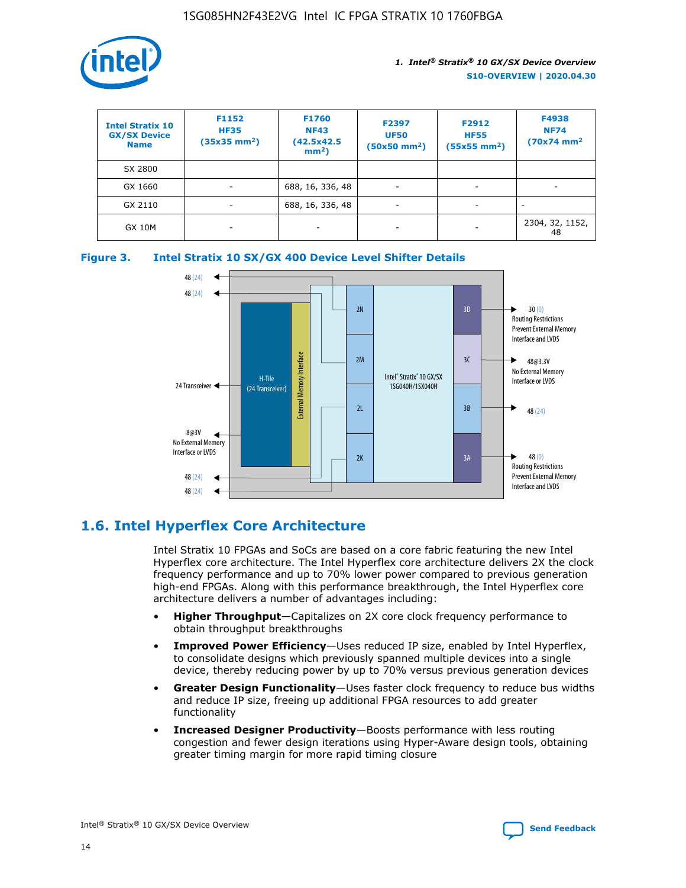| Intel Stratix 10 GX/SX Device Name | F1152 HF35 (35x35 mm[2]) | F1760 NF43 (42.5x42.5 mm[2]) | F2397 UF50 (50x50 mm[2]) | F2912 HF55 (55x55 mm[2]) | F4938 NF74 (70x74 mm[2] |
|---|---|---|---|---|---|
| SX 2800 | | | | | |
| GX 1660 | - | 688, 16, 336, 48 | - | - | - |
| GX 2110 | - | 688, 16, 336, 48 | - | - | - |
| GX 10M | - | - | - | - | 2304, 32, 1152, 48 |

**Figure 3. Intel Stratix 10 SX/GX 400 Device Level Shifter Details**

## 1.6. Intel Hyperflex Core Architecture

Intel Stratix 10 FPGAs and SoCs are based on a core fabric featuring the new Intel Hyperflex core architecture. The Intel Hyperflex core architecture delivers 2X the clock frequency performance and up to 70% lower power compared to previous generation high-end FPGAs. Along with this performance breakthrough, the Intel Hyperflex core architecture delivers a number of advantages including:

- **Higher Throughput**—Capitalizes on 2X core clock frequency performance to obtain throughput breakthroughs
- **Improved Power Efficiency**—Uses reduced IP size, enabled by Intel Hyperflex, to consolidate designs which previously spanned multiple devices into a single device, thereby reducing power by up to 70% versus previous generation devices
- **Greater Design Functionality**—Uses faster clock frequency to reduce bus widths and reduce IP size, freeing up additional FPGA resources to add greater functionality
- **Increased Designer Productivity**—Boosts performance with less routing congestion and fewer design iterations using Hyper-Aware design tools, obtaining greater timing margin for more rapid timing closure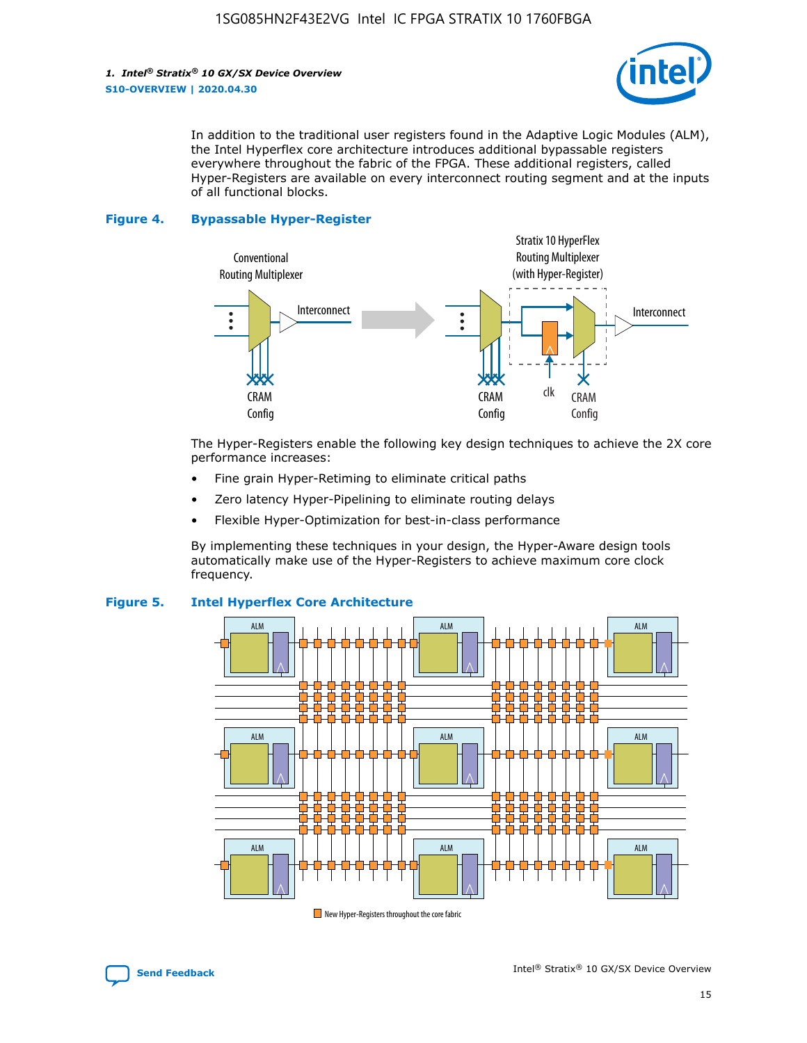In addition to the traditional user registers found in the Adaptive Logic Modules (ALM), the Intel Hyperflex core architecture introduces additional bypassable registers everywhere throughout the fabric of the FPGA. These additional registers, called Hyper-Registers are available on every interconnect routing segment and at the inputs of all functional blocks.

**Figure 4. Bypassable Hyper-Register**

The Hyper-Registers enable the following key design techniques to achieve the 2X core performance increases:

- Fine grain Hyper-Retiming to eliminate critical paths
- Zero latency Hyper-Pipelining to eliminate routing delays
- Flexible Hyper-Optimization for best-in-class performance

By implementing these techniques in your design, the Hyper-Aware design tools automatically make use of the Hyper-Registers to achieve maximum core clock frequency.

**Figure 5. Intel Hyperflex Core Architecture**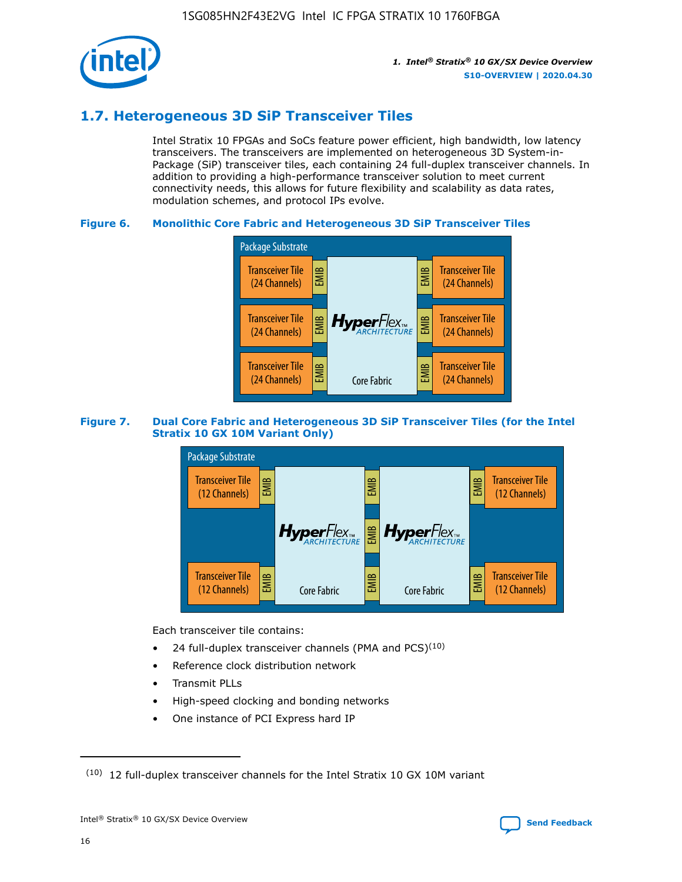## 1.7. Heterogeneous 3D SiP Transceiver Tiles

Intel Stratix 10 FPGAs and SoCs feature power efficient, high bandwidth, low latency transceivers. The transceivers are implemented on heterogeneous 3D System-in-Package (SiP) transceiver tiles, each containing 24 full-duplex transceiver channels. In addition to providing a high-performance transceiver solution to meet current connectivity needs, this allows for future flexibility and scalability as data rates, modulation schemes, and protocol IPs evolve.

**Figure 6. Monolithic Core Fabric and Heterogeneous 3D SiP Transceiver Tiles**

Package Substrate

Transceiver Tile (24 Channels) | EMIB | HyperFlex ARCHITECTURE Core Fabric | EMIB | Transceiver Tile (24 Channels)

**Figure 7. Dual Core Fabric and Heterogeneous 3D SiP Transceiver Tiles (for the Intel Stratix 10 GX 10M Variant Only)**

Package Substrate

Transceiver Tile (12 Channels) | EMIB | HyperFlex ARCHITECTURE Core Fabric | EMIB | HyperFlex ARCHITECTURE Core Fabric | EMIB | Transceiver Tile (12 Channels)

Each transceiver tile contains:

- 24 full-duplex transceiver channels (PMA and PCS)[10]
- Reference clock distribution network
- Transmit PLLs
- High-speed clocking and bonding networks
- One instance of PCI Express hard IP

(10) 12 full-duplex transceiver channels for the Intel Stratix 10 GX 10M variant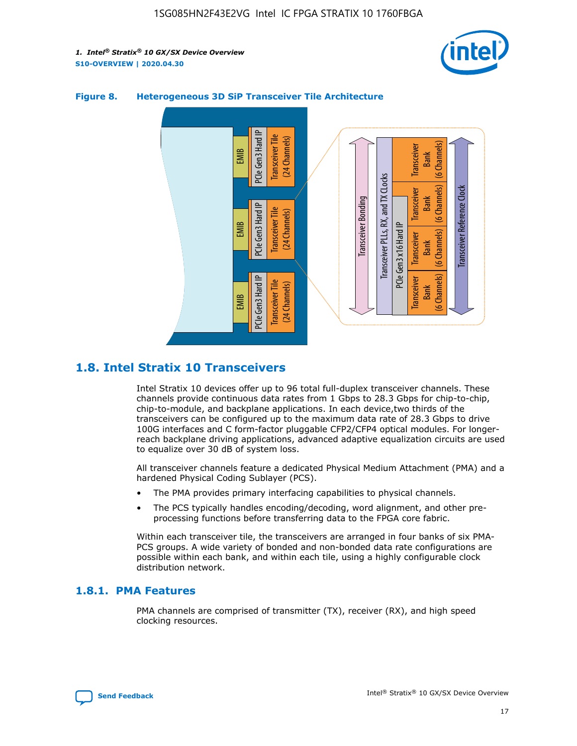**Figure 8. Heterogeneous 3D SiP Transceiver Tile Architecture**

## 1.8. Intel Stratix 10 Transceivers

Intel Stratix 10 devices offer up to 96 total full-duplex transceiver channels. These channels provide continuous data rates from 1 Gbps to 28.3 Gbps for chip-to-chip, chip-to-module, and backplane applications. In each device,two thirds of the transceivers can be configured up to the maximum data rate of 28.3 Gbps to drive 100G interfaces and C form-factor pluggable CFP2/CFP4 optical modules. For longer-reach backplane driving applications, advanced adaptive equalization circuits are used to equalize over 30 dB of system loss.

All transceiver channels feature a dedicated Physical Medium Attachment (PMA) and a hardened Physical Coding Sublayer (PCS).

- The PMA provides primary interfacing capabilities to physical channels.
- The PCS typically handles encoding/decoding, word alignment, and other pre-processing functions before transferring data to the FPGA core fabric.

Within each transceiver tile, the transceivers are arranged in four banks of six PMA-PCS groups. A wide variety of bonded and non-bonded data rate configurations are possible within each bank, and within each tile, using a highly configurable clock distribution network.

### 1.8.1. PMA Features

PMA channels are comprised of transmitter (TX), receiver (RX), and high speed clocking resources.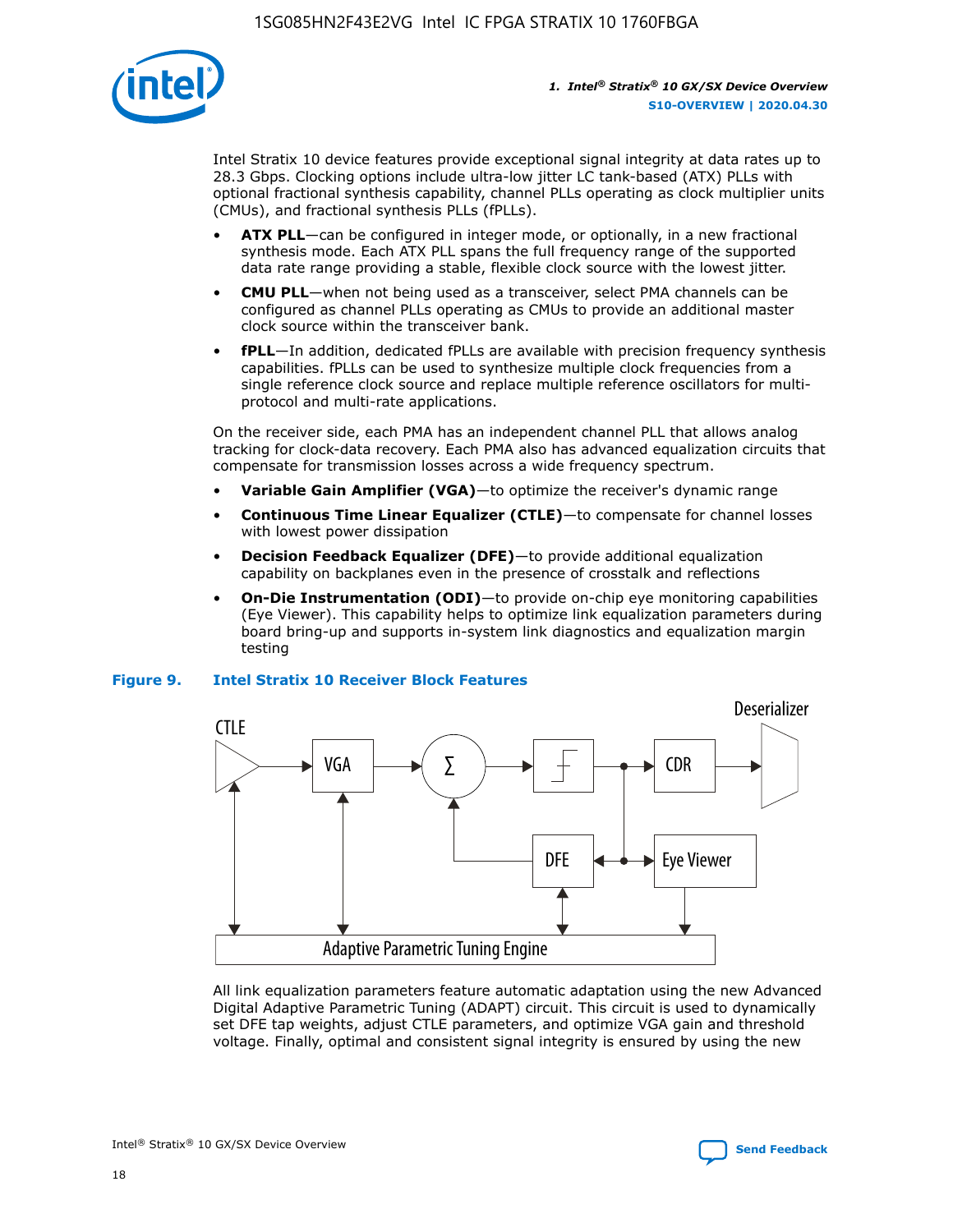Intel Stratix 10 device features provide exceptional signal integrity at data rates up to 28.3 Gbps. Clocking options include ultra-low jitter LC tank-based (ATX) PLLs with optional fractional synthesis capability, channel PLLs operating as clock multiplier units (CMUs), and fractional synthesis PLLs (fPLLs).

- **ATX PLL**—can be configured in integer mode, or optionally, in a new fractional synthesis mode. Each ATX PLL spans the full frequency range of the supported data rate range providing a stable, flexible clock source with the lowest jitter.
- **CMU PLL**—when not being used as a transceiver, select PMA channels can be configured as channel PLLs operating as CMUs to provide an additional master clock source within the transceiver bank.
- **fPLL**—In addition, dedicated fPLLs are available with precision frequency synthesis capabilities. fPLLs can be used to synthesize multiple clock frequencies from a single reference clock source and replace multiple reference oscillators for multi-protocol and multi-rate applications.

On the receiver side, each PMA has an independent channel PLL that allows analog tracking for clock-data recovery. Each PMA also has advanced equalization circuits that compensate for transmission losses across a wide frequency spectrum.

- **Variable Gain Amplifier (VGA)**—to optimize the receiver's dynamic range
- **Continuous Time Linear Equalizer (CTLE)**—to compensate for channel losses with lowest power dissipation
- **Decision Feedback Equalizer (DFE)**—to provide additional equalization capability on backplanes even in the presence of crosstalk and reflections
- **On-Die Instrumentation (ODI)**—to provide on-chip eye monitoring capabilities (Eye Viewer). This capability helps to optimize link equalization parameters during board bring-up and supports in-system link diagnostics and equalization margin testing

**Figure 9. Intel Stratix 10 Receiver Block Features**

All link equalization parameters feature automatic adaptation using the new Advanced Digital Adaptive Parametric Tuning (ADAPT) circuit. This circuit is used to dynamically set DFE tap weights, adjust CTLE parameters, and optimize VGA gain and threshold voltage. Finally, optimal and consistent signal integrity is ensured by using the new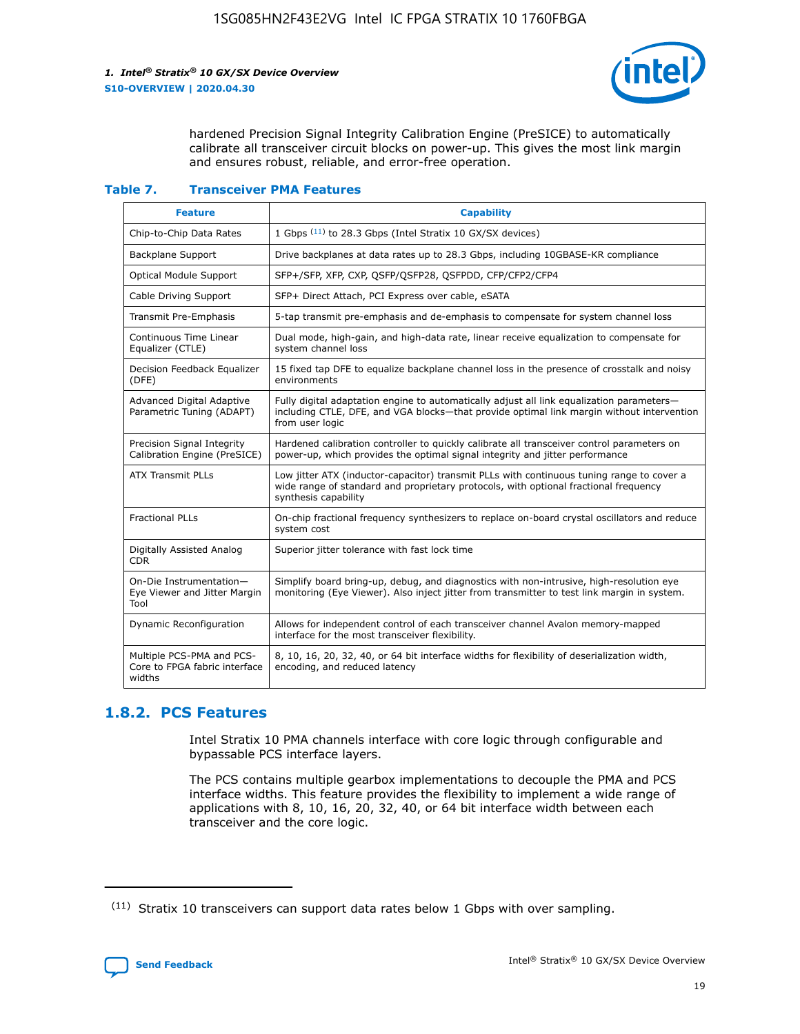hardened Precision Signal Integrity Calibration Engine (PreSICE) to automatically calibrate all transceiver circuit blocks on power-up. This gives the most link margin and ensures robust, reliable, and error-free operation.

**Table 7. Transceiver PMA Features**

| Feature | Capability |
|---|---|
| Chip-to-Chip Data Rates | 1 Gbps [11] to 28.3 Gbps (Intel Stratix 10 GX/SX devices) |
| Backplane Support | Drive backplanes at data rates up to 28.3 Gbps, including 10GBASE-KR compliance |
| Optical Module Support | SFP+/SFP, XFP, CXP, QSFP/QSFP28, QSFPDD, CFP/CFP2/CFP4 |
| Cable Driving Support | SFP+ Direct Attach, PCI Express over cable, eSATA |
| Transmit Pre-Emphasis | 5-tap transmit pre-emphasis and de-emphasis to compensate for system channel loss |
| Continuous Time Linear Equalizer (CTLE) | Dual mode, high-gain, and high-data rate, linear receive equalization to compensate for system channel loss |
| Decision Feedback Equalizer (DFE) | 15 fixed tap DFE to equalize backplane channel loss in the presence of crosstalk and noisy environments |
| Advanced Digital Adaptive Parametric Tuning (ADAPT) | Fully digital adaptation engine to automatically adjust all link equalization parameters—including CTLE, DFE, and VGA blocks—that provide optimal link margin without intervention from user logic |
| Precision Signal Integrity Calibration Engine (PreSICE) | Hardened calibration controller to quickly calibrate all transceiver control parameters on power-up, which provides the optimal signal integrity and jitter performance |
| ATX Transmit PLLs | Low jitter ATX (inductor-capacitor) transmit PLLs with continuous tuning range to cover a wide range of standard and proprietary protocols, with optional fractional frequency synthesis capability |
| Fractional PLLs | On-chip fractional frequency synthesizers to replace on-board crystal oscillators and reduce system cost |
| Digitally Assisted Analog CDR | Superior jitter tolerance with fast lock time |
| On-Die Instrumentation—Eye Viewer and Jitter Margin Tool | Simplify board bring-up, debug, and diagnostics with non-intrusive, high-resolution eye monitoring (Eye Viewer). Also inject jitter from transmitter to test link margin in system. |
| Dynamic Reconfiguration | Allows for independent control of each transceiver channel Avalon memory-mapped interface for the most transceiver flexibility. |
| Multiple PCS-PMA and PCS-Core to FPGA fabric interface widths | 8, 10, 16, 20, 32, 40, or 64 bit interface widths for flexibility of deserialization width, encoding, and reduced latency |

## 1.8.2. PCS Features

Intel Stratix 10 PMA channels interface with core logic through configurable and bypassable PCS interface layers.

The PCS contains multiple gearbox implementations to decouple the PMA and PCS interface widths. This feature provides the flexibility to implement a wide range of applications with 8, 10, 16, 20, 32, 40, or 64 bit interface width between each transceiver and the core logic.

(11) Stratix 10 transceivers can support data rates below 1 Gbps with over sampling.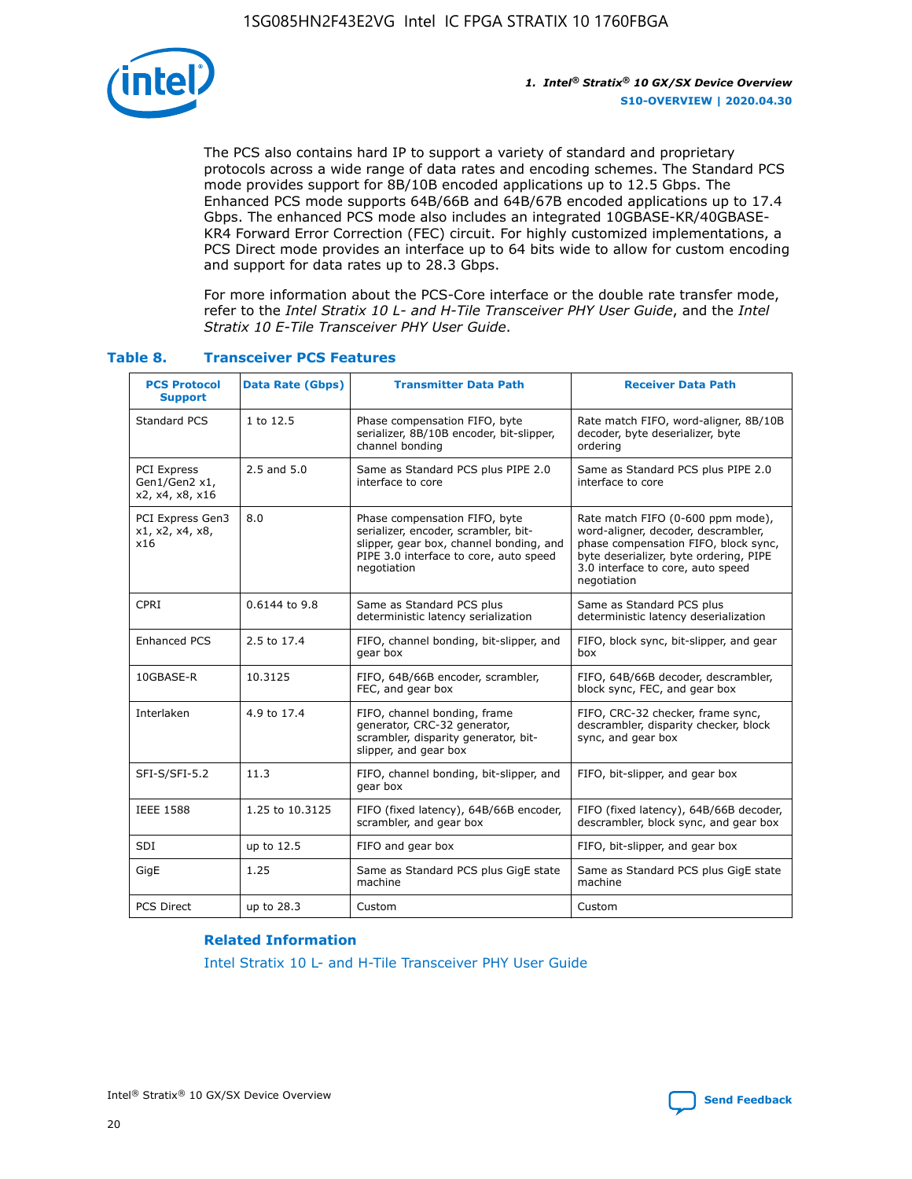The PCS also contains hard IP to support a variety of standard and proprietary protocols across a wide range of data rates and encoding schemes. The Standard PCS mode provides support for 8B/10B encoded applications up to 12.5 Gbps. The Enhanced PCS mode supports 64B/66B and 64B/67B encoded applications up to 17.4 Gbps. The enhanced PCS mode also includes an integrated 10GBASE-KR/40GBASE-KR4 Forward Error Correction (FEC) circuit. For highly customized implementations, a PCS Direct mode provides an interface up to 64 bits wide to allow for custom encoding and support for data rates up to 28.3 Gbps.

For more information about the PCS-Core interface or the double rate transfer mode, refer to the *Intel Stratix 10 L- and H-Tile Transceiver PHY User Guide*, and the *Intel Stratix 10 E-Tile Transceiver PHY User Guide*.

### Table 8. Transceiver PCS Features

| PCS Protocol Support | Data Rate (Gbps) | Transmitter Data Path | Receiver Data Path |
|---|---|---|---|
| Standard PCS | 1 to 12.5 | Phase compensation FIFO, byte serializer, 8B/10B encoder, bit-slipper, channel bonding | Rate match FIFO, word-aligner, 8B/10B decoder, byte deserializer, byte ordering |
| PCI Express Gen1/Gen2 x1, x2, x4, x8, x16 | 2.5 and 5.0 | Same as Standard PCS plus PIPE 2.0 interface to core | Same as Standard PCS plus PIPE 2.0 interface to core |
| PCI Express Gen3 x1, x2, x4, x8, x16 | 8.0 | Phase compensation FIFO, byte serializer, encoder, scrambler, bit-slipper, gear box, channel bonding, and PIPE 3.0 interface to core, auto speed negotiation | Rate match FIFO (0-600 ppm mode), word-aligner, decoder, descrambler, phase compensation FIFO, block sync, byte deserializer, byte ordering, PIPE 3.0 interface to core, auto speed negotiation |
| CPRI | 0.6144 to 9.8 | Same as Standard PCS plus deterministic latency serialization | Same as Standard PCS plus deterministic latency deserialization |
| Enhanced PCS | 2.5 to 17.4 | FIFO, channel bonding, bit-slipper, and gear box | FIFO, block sync, bit-slipper, and gear box |
| 10GBASE-R | 10.3125 | FIFO, 64B/66B encoder, scrambler, FEC, and gear box | FIFO, 64B/66B decoder, descrambler, block sync, FEC, and gear box |
| Interlaken | 4.9 to 17.4 | FIFO, channel bonding, frame generator, CRC-32 generator, scrambler, disparity generator, bit-slipper, and gear box | FIFO, CRC-32 checker, frame sync, descrambler, disparity checker, block sync, and gear box |
| SFI-S/SFI-5.2 | 11.3 | FIFO, channel bonding, bit-slipper, and gear box | FIFO, bit-slipper, and gear box |
| IEEE 1588 | 1.25 to 10.3125 | FIFO (fixed latency), 64B/66B encoder, scrambler, and gear box | FIFO (fixed latency), 64B/66B decoder, descrambler, block sync, and gear box |
| SDI | up to 12.5 | FIFO and gear box | FIFO, bit-slipper, and gear box |
| GigE | 1.25 | Same as Standard PCS plus GigE state machine | Same as Standard PCS plus GigE state machine |
| PCS Direct | up to 28.3 | Custom | Custom |

#### Related Information

Intel Stratix 10 L- and H-Tile Transceiver PHY User Guide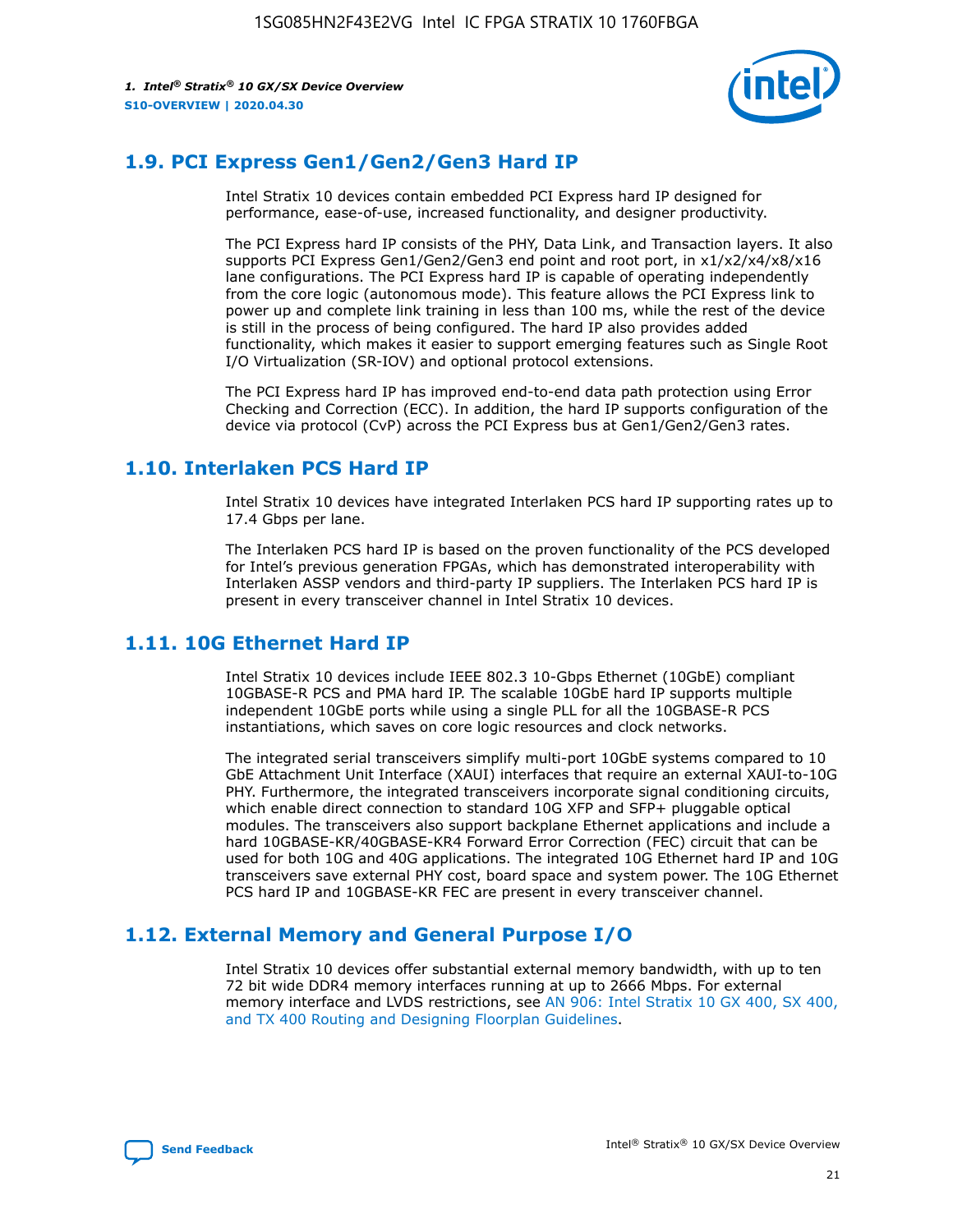## 1.9. PCI Express Gen1/Gen2/Gen3 Hard IP

Intel Stratix 10 devices contain embedded PCI Express hard IP designed for performance, ease-of-use, increased functionality, and designer productivity.

The PCI Express hard IP consists of the PHY, Data Link, and Transaction layers. It also supports PCI Express Gen1/Gen2/Gen3 end point and root port, in x1/x2/x4/x8/x16 lane configurations. The PCI Express hard IP is capable of operating independently from the core logic (autonomous mode). This feature allows the PCI Express link to power up and complete link training in less than 100 ms, while the rest of the device is still in the process of being configured. The hard IP also provides added functionality, which makes it easier to support emerging features such as Single Root I/O Virtualization (SR-IOV) and optional protocol extensions.

The PCI Express hard IP has improved end-to-end data path protection using Error Checking and Correction (ECC). In addition, the hard IP supports configuration of the device via protocol (CvP) across the PCI Express bus at Gen1/Gen2/Gen3 rates.

## 1.10. Interlaken PCS Hard IP

Intel Stratix 10 devices have integrated Interlaken PCS hard IP supporting rates up to 17.4 Gbps per lane.

The Interlaken PCS hard IP is based on the proven functionality of the PCS developed for Intel's previous generation FPGAs, which has demonstrated interoperability with Interlaken ASSP vendors and third-party IP suppliers. The Interlaken PCS hard IP is present in every transceiver channel in Intel Stratix 10 devices.

## 1.11. 10G Ethernet Hard IP

Intel Stratix 10 devices include IEEE 802.3 10-Gbps Ethernet (10GbE) compliant 10GBASE-R PCS and PMA hard IP. The scalable 10GbE hard IP supports multiple independent 10GbE ports while using a single PLL for all the 10GBASE-R PCS instantiations, which saves on core logic resources and clock networks.

The integrated serial transceivers simplify multi-port 10GbE systems compared to 10 GbE Attachment Unit Interface (XAUI) interfaces that require an external XAUI-to-10G PHY. Furthermore, the integrated transceivers incorporate signal conditioning circuits, which enable direct connection to standard 10G XFP and SFP+ pluggable optical modules. The transceivers also support backplane Ethernet applications and include a hard 10GBASE-KR/40GBASE-KR4 Forward Error Correction (FEC) circuit that can be used for both 10G and 40G applications. The integrated 10G Ethernet hard IP and 10G transceivers save external PHY cost, board space and system power. The 10G Ethernet PCS hard IP and 10GBASE-KR FEC are present in every transceiver channel.

## 1.12. External Memory and General Purpose I/O

Intel Stratix 10 devices offer substantial external memory bandwidth, with up to ten 72 bit wide DDR4 memory interfaces running at up to 2666 Mbps. For external memory interface and LVDS restrictions, see AN 906: Intel Stratix 10 GX 400, SX 400, and TX 400 Routing and Designing Floorplan Guidelines.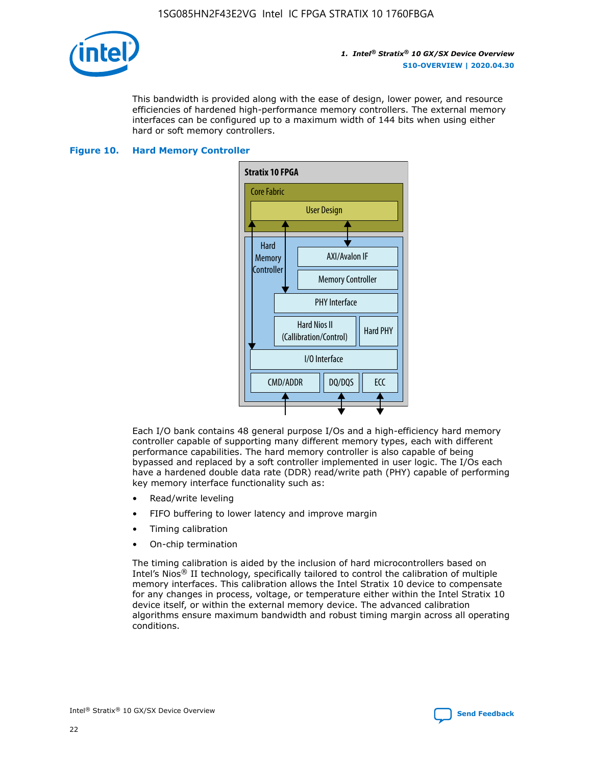This bandwidth is provided along with the ease of design, lower power, and resource efficiencies of hardened high-performance memory controllers. The external memory interfaces can be configured up to a maximum width of 144 bits when using either hard or soft memory controllers.

**Figure 10. Hard Memory Controller**

Each I/O bank contains 48 general purpose I/Os and a high-efficiency hard memory controller capable of supporting many different memory types, each with different performance capabilities. The hard memory controller is also capable of being bypassed and replaced by a soft controller implemented in user logic. The I/Os each have a hardened double data rate (DDR) read/write path (PHY) capable of performing key memory interface functionality such as:

- Read/write leveling
- FIFO buffering to lower latency and improve margin
- Timing calibration
- On-chip termination

The timing calibration is aided by the inclusion of hard microcontrollers based on Intel's Nios® II technology, specifically tailored to control the calibration of multiple memory interfaces. This calibration allows the Intel Stratix 10 device to compensate for any changes in process, voltage, or temperature either within the Intel Stratix 10 device itself, or within the external memory device. The advanced calibration algorithms ensure maximum bandwidth and robust timing margin across all operating conditions.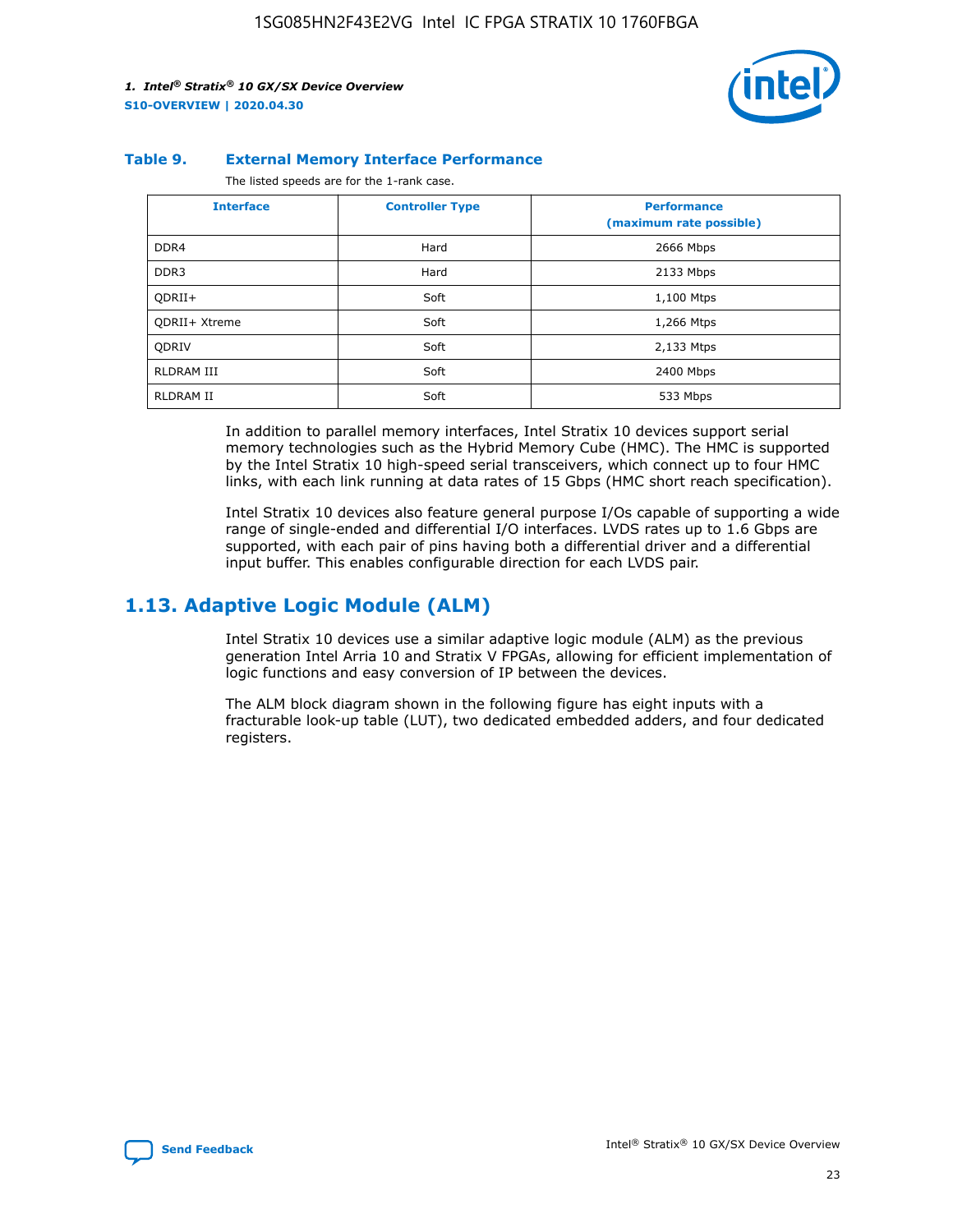**Table 9. External Memory Interface Performance**

The listed speeds are for the 1-rank case.

| Interface | Controller Type | Performance (maximum rate possible) |
|---|---|---|
| DDR4 | Hard | 2666 Mbps |
| DDR3 | Hard | 2133 Mbps |
| QDRII+ | Soft | 1,100 Mtps |
| QDRII+ Xtreme | Soft | 1,266 Mtps |
| QDRIV | Soft | 2,133 Mtps |
| RLDRAM III | Soft | 2400 Mbps |
| RLDRAM II | Soft | 533 Mbps |

In addition to parallel memory interfaces, Intel Stratix 10 devices support serial memory technologies such as the Hybrid Memory Cube (HMC). The HMC is supported by the Intel Stratix 10 high-speed serial transceivers, which connect up to four HMC links, with each link running at data rates of 15 Gbps (HMC short reach specification).

Intel Stratix 10 devices also feature general purpose I/Os capable of supporting a wide range of single-ended and differential I/O interfaces. LVDS rates up to 1.6 Gbps are supported, with each pair of pins having both a differential driver and a differential input buffer. This enables configurable direction for each LVDS pair.

## 1.13. Adaptive Logic Module (ALM)

Intel Stratix 10 devices use a similar adaptive logic module (ALM) as the previous generation Intel Arria 10 and Stratix V FPGAs, allowing for efficient implementation of logic functions and easy conversion of IP between the devices.

The ALM block diagram shown in the following figure has eight inputs with a fracturable look-up table (LUT), two dedicated embedded adders, and four dedicated registers.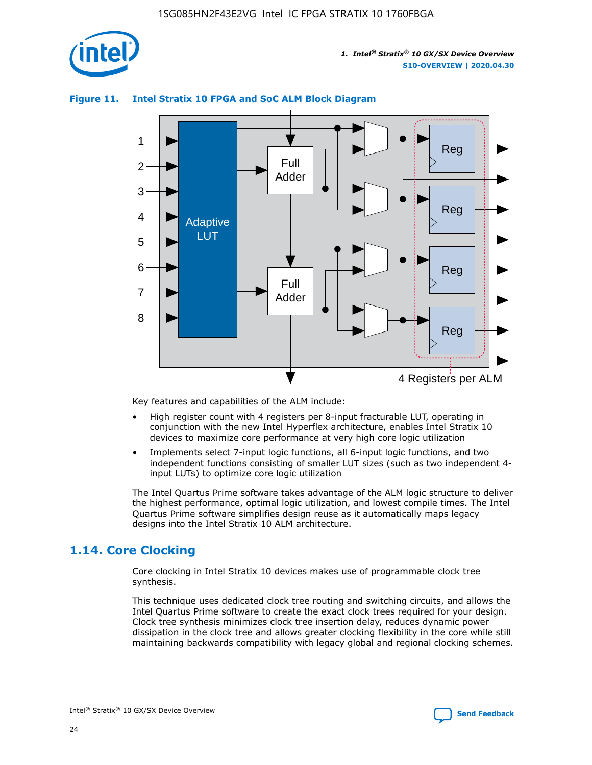**Figure 11. Intel Stratix 10 FPGA and SoC ALM Block Diagram**

Key features and capabilities of the ALM include:

- High register count with 4 registers per 8-input fracturable LUT, operating in conjunction with the new Intel Hyperflex architecture, enables Intel Stratix 10 devices to maximize core performance at very high core logic utilization
- Implements select 7-input logic functions, all 6-input logic functions, and two independent functions consisting of smaller LUT sizes (such as two independent 4-input LUTs) to optimize core logic utilization

The Intel Quartus Prime software takes advantage of the ALM logic structure to deliver the highest performance, optimal logic utilization, and lowest compile times. The Intel Quartus Prime software simplifies design reuse as it automatically maps legacy designs into the Intel Stratix 10 ALM architecture.

## 1.14. Core Clocking

Core clocking in Intel Stratix 10 devices makes use of programmable clock tree synthesis.

This technique uses dedicated clock tree routing and switching circuits, and allows the Intel Quartus Prime software to create the exact clock trees required for your design. Clock tree synthesis minimizes clock tree insertion delay, reduces dynamic power dissipation in the clock tree and allows greater clocking flexibility in the core while still maintaining backwards compatibility with legacy global and regional clocking schemes.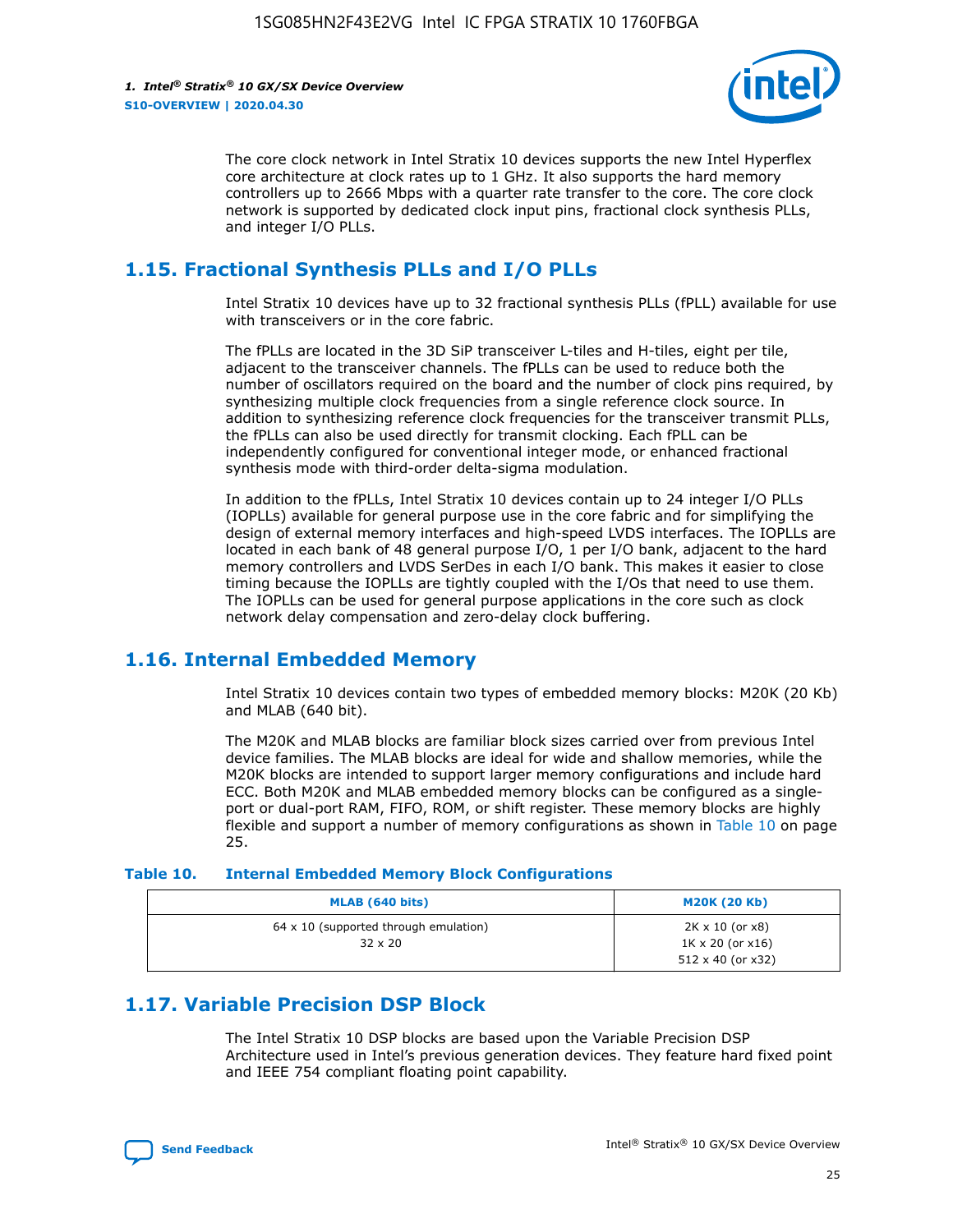The core clock network in Intel Stratix 10 devices supports the new Intel Hyperflex core architecture at clock rates up to 1 GHz. It also supports the hard memory controllers up to 2666 Mbps with a quarter rate transfer to the core. The core clock network is supported by dedicated clock input pins, fractional clock synthesis PLLs, and integer I/O PLLs.

## 1.15. Fractional Synthesis PLLs and I/O PLLs

Intel Stratix 10 devices have up to 32 fractional synthesis PLLs (fPLL) available for use with transceivers or in the core fabric.

The fPLLs are located in the 3D SiP transceiver L-tiles and H-tiles, eight per tile, adjacent to the transceiver channels. The fPLLs can be used to reduce both the number of oscillators required on the board and the number of clock pins required, by synthesizing multiple clock frequencies from a single reference clock source. In addition to synthesizing reference clock frequencies for the transceiver transmit PLLs, the fPLLs can also be used directly for transmit clocking. Each fPLL can be independently configured for conventional integer mode, or enhanced fractional synthesis mode with third-order delta-sigma modulation.

In addition to the fPLLs, Intel Stratix 10 devices contain up to 24 integer I/O PLLs (IOPLLs) available for general purpose use in the core fabric and for simplifying the design of external memory interfaces and high-speed LVDS interfaces. The IOPLLs are located in each bank of 48 general purpose I/O, 1 per I/O bank, adjacent to the hard memory controllers and LVDS SerDes in each I/O bank. This makes it easier to close timing because the IOPLLs are tightly coupled with the I/Os that need to use them. The IOPLLs can be used for general purpose applications in the core such as clock network delay compensation and zero-delay clock buffering.

## 1.16. Internal Embedded Memory

Intel Stratix 10 devices contain two types of embedded memory blocks: M20K (20 Kb) and MLAB (640 bit).

The M20K and MLAB blocks are familiar block sizes carried over from previous Intel device families. The MLAB blocks are ideal for wide and shallow memories, while the M20K blocks are intended to support larger memory configurations and include hard ECC. Both M20K and MLAB embedded memory blocks can be configured as a single-port or dual-port RAM, FIFO, ROM, or shift register. These memory blocks are highly flexible and support a number of memory configurations as shown in Table 10 on page 25.

**Table 10. Internal Embedded Memory Block Configurations**

| MLAB (640 bits) | M20K (20 Kb) |
|---|---|
| 64 x 10 (supported through emulation)<br>32 x 20 | 2K x 10 (or x8)<br>1K x 20 (or x16)<br>512 x 40 (or x32) |

## 1.17. Variable Precision DSP Block

The Intel Stratix 10 DSP blocks are based upon the Variable Precision DSP Architecture used in Intel's previous generation devices. They feature hard fixed point and IEEE 754 compliant floating point capability.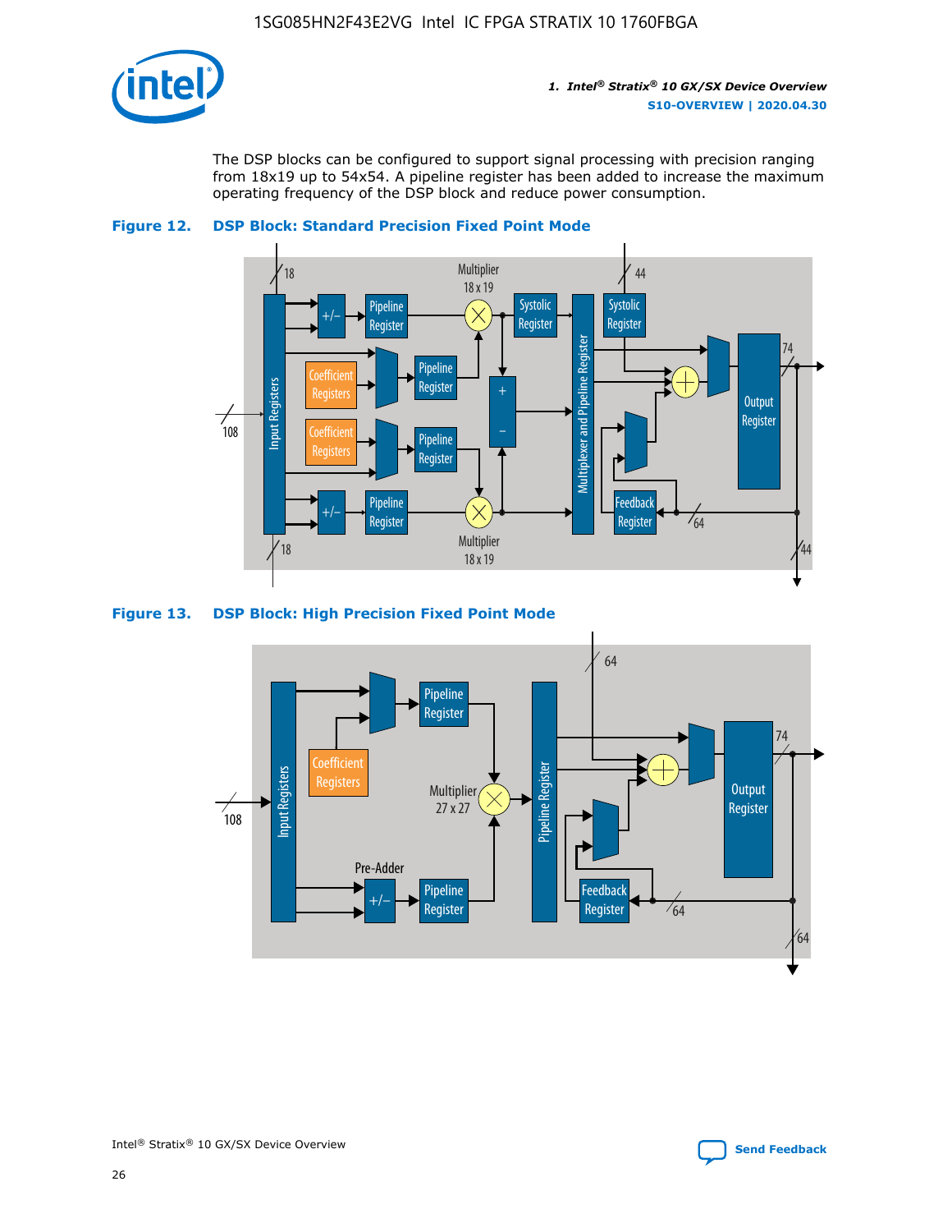The DSP blocks can be configured to support signal processing with precision ranging from 18x19 up to 54x54. A pipeline register has been added to increase the maximum operating frequency of the DSP block and reduce power consumption.

**Figure 12. DSP Block: Standard Precision Fixed Point Mode**

**Figure 13. DSP Block: High Precision Fixed Point Mode**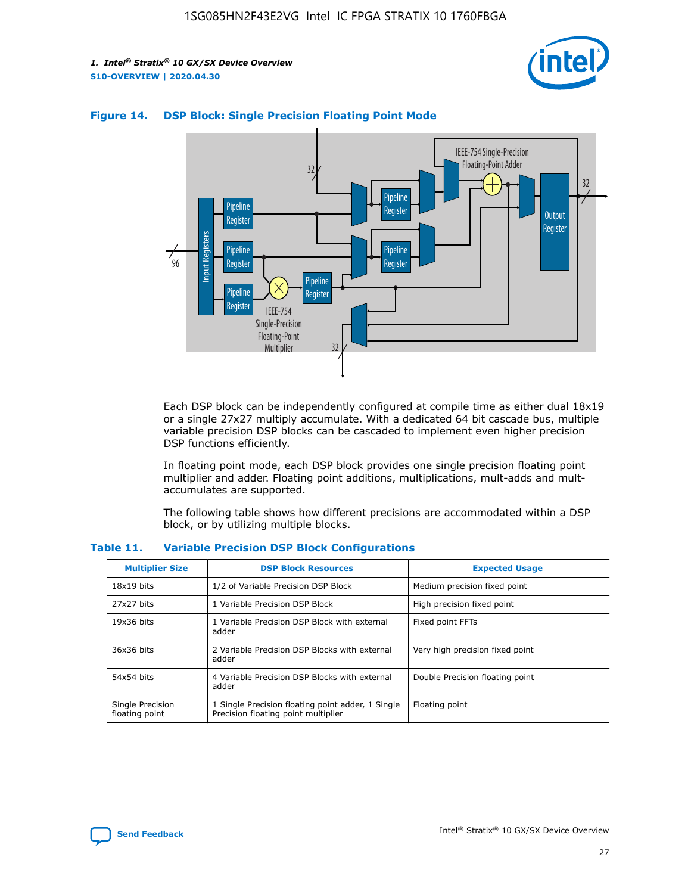**Figure 14. DSP Block: Single Precision Floating Point Mode**

Each DSP block can be independently configured at compile time as either dual 18x19 or a single 27x27 multiply accumulate. With a dedicated 64 bit cascade bus, multiple variable precision DSP blocks can be cascaded to implement even higher precision DSP functions efficiently.

In floating point mode, each DSP block provides one single precision floating point multiplier and adder. Floating point additions, multiplications, mult-adds and mult-accumulates are supported.

The following table shows how different precisions are accommodated within a DSP block, or by utilizing multiple blocks.

**Table 11. Variable Precision DSP Block Configurations**

| Multiplier Size | DSP Block Resources | Expected Usage |
|---|---|---|
| 18x19 bits | 1/2 of Variable Precision DSP Block | Medium precision fixed point |
| 27x27 bits | 1 Variable Precision DSP Block | High precision fixed point |
| 19x36 bits | 1 Variable Precision DSP Block with external adder | Fixed point FFTs |
| 36x36 bits | 2 Variable Precision DSP Blocks with external adder | Very high precision fixed point |
| 54x54 bits | 4 Variable Precision DSP Blocks with external adder | Double Precision floating point |
| Single Precision floating point | 1 Single Precision floating point adder, 1 Single Precision floating point multiplier | Floating point |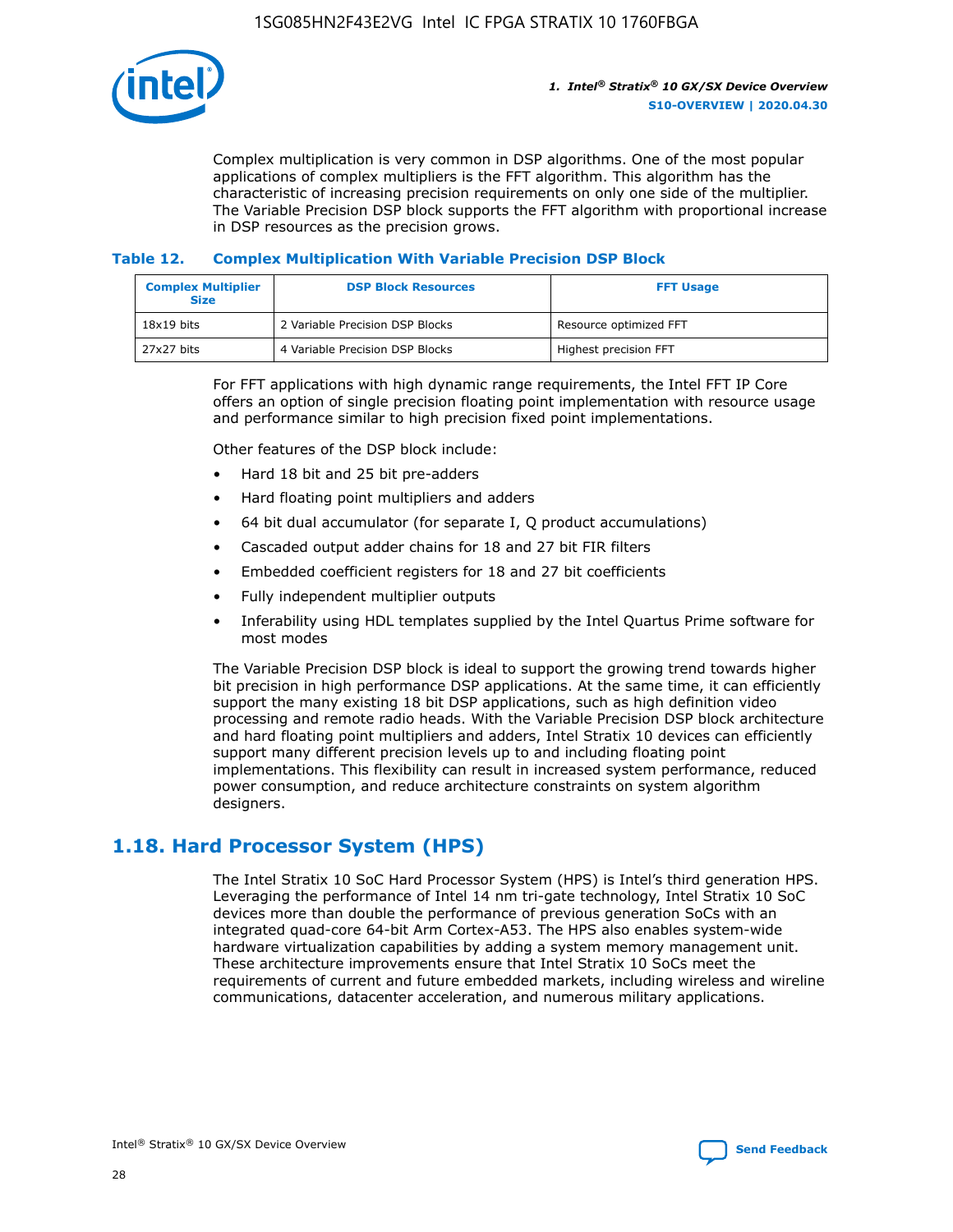Complex multiplication is very common in DSP algorithms. One of the most popular applications of complex multipliers is the FFT algorithm. This algorithm has the characteristic of increasing precision requirements on only one side of the multiplier. The Variable Precision DSP block supports the FFT algorithm with proportional increase in DSP resources as the precision grows.

**Table 12. Complex Multiplication With Variable Precision DSP Block**

| Complex Multiplier Size | DSP Block Resources | FFT Usage |
| --- | --- | --- |
| 18x19 bits | 2 Variable Precision DSP Blocks | Resource optimized FFT |
| 27x27 bits | 4 Variable Precision DSP Blocks | Highest precision FFT |

For FFT applications with high dynamic range requirements, the Intel FFT IP Core offers an option of single precision floating point implementation with resource usage and performance similar to high precision fixed point implementations.

Other features of the DSP block include:

- Hard 18 bit and 25 bit pre-adders
- Hard floating point multipliers and adders
- 64 bit dual accumulator (for separate I, Q product accumulations)
- Cascaded output adder chains for 18 and 27 bit FIR filters
- Embedded coefficient registers for 18 and 27 bit coefficients
- Fully independent multiplier outputs
- Inferability using HDL templates supplied by the Intel Quartus Prime software for most modes

The Variable Precision DSP block is ideal to support the growing trend towards higher bit precision in high performance DSP applications. At the same time, it can efficiently support the many existing 18 bit DSP applications, such as high definition video processing and remote radio heads. With the Variable Precision DSP block architecture and hard floating point multipliers and adders, Intel Stratix 10 devices can efficiently support many different precision levels up to and including floating point implementations. This flexibility can result in increased system performance, reduced power consumption, and reduce architecture constraints on system algorithm designers.

## 1.18. Hard Processor System (HPS)

The Intel Stratix 10 SoC Hard Processor System (HPS) is Intel's third generation HPS. Leveraging the performance of Intel 14 nm tri-gate technology, Intel Stratix 10 SoC devices more than double the performance of previous generation SoCs with an integrated quad-core 64-bit Arm Cortex-A53. The HPS also enables system-wide hardware virtualization capabilities by adding a system memory management unit. These architecture improvements ensure that Intel Stratix 10 SoCs meet the requirements of current and future embedded markets, including wireless and wireline communications, datacenter acceleration, and numerous military applications.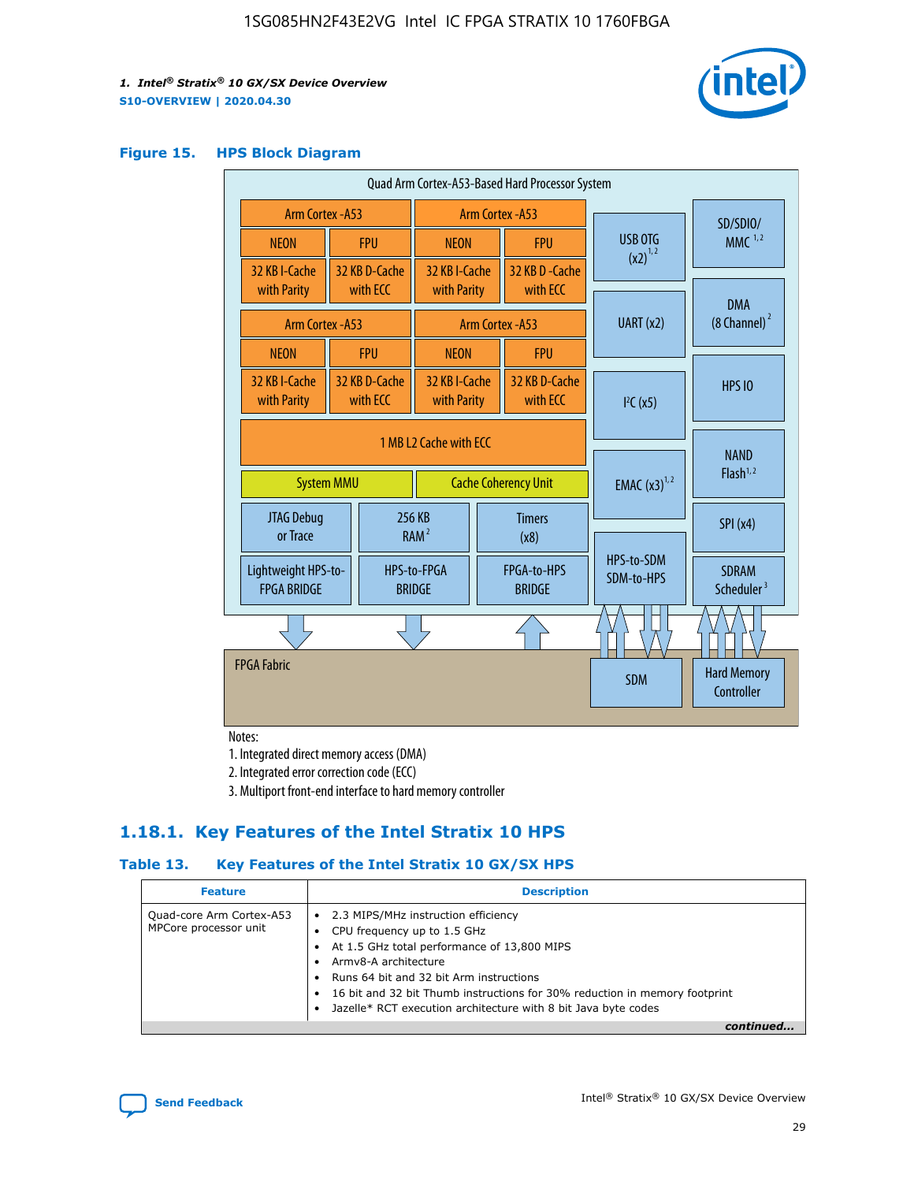**Figure 15. HPS Block Diagram**

Quad Arm Cortex-A53-Based Hard Processor System

| Arm Cortex-A53 | | Arm Cortex-A53 | |
|---|---|---|---|
| NEON | FPU | NEON | FPU |
| 32 KB I-Cache with Parity | 32 KB D-Cache with ECC | 32 KB I-Cache with Parity | 32 KB D-Cache with ECC |

| Arm Cortex-A53 | | Arm Cortex-A53 | |
|---|---|---|---|
| NEON | FPU | NEON | FPU |
| 32 KB I-Cache with Parity | 32 KB D-Cache with ECC | 32 KB I-Cache with Parity | 32 KB D-Cache with ECC |

1 MB L2 Cache with ECC

System MMU | Cache Coherency Unit

JTAG Debug or Trace | 256 KB RAM [2] | Timers (x8)

Lightweight HPS-to-FPGA BRIDGE | HPS-to-FPGA BRIDGE | FPGA-to-HPS BRIDGE

USB OTG (x2) [1,2] | UART (x2) | I²C (x5) | EMAC (x3) [1,2] | HPS-to-SDM SDM-to-HPS

SD/SDIO/MMC [1,2] | DMA (8 Channel) [2] | HPS IO | NAND Flash [1,2] | SPI (x4) | SDRAM Scheduler [3]

FPGA Fabric | SDM | Hard Memory Controller

Notes:
1. Integrated direct memory access (DMA)
2. Integrated error correction code (ECC)
3. Multiport front-end interface to hard memory controller

### 1.18.1. Key Features of the Intel Stratix 10 HPS

**Table 13. Key Features of the Intel Stratix 10 GX/SX HPS**

| Feature | Description |
|---|---|
| Quad-core Arm Cortex-A53 MPCore processor unit | • 2.3 MIPS/MHz instruction efficiency<br>• CPU frequency up to 1.5 GHz<br>• At 1.5 GHz total performance of 13,800 MIPS<br>• Armv8-A architecture<br>• Runs 64 bit and 32 bit Arm instructions<br>• 16 bit and 32 bit Thumb instructions for 30% reduction in memory footprint<br>• Jazelle* RCT execution architecture with 8 bit Java byte codes |

*continued...*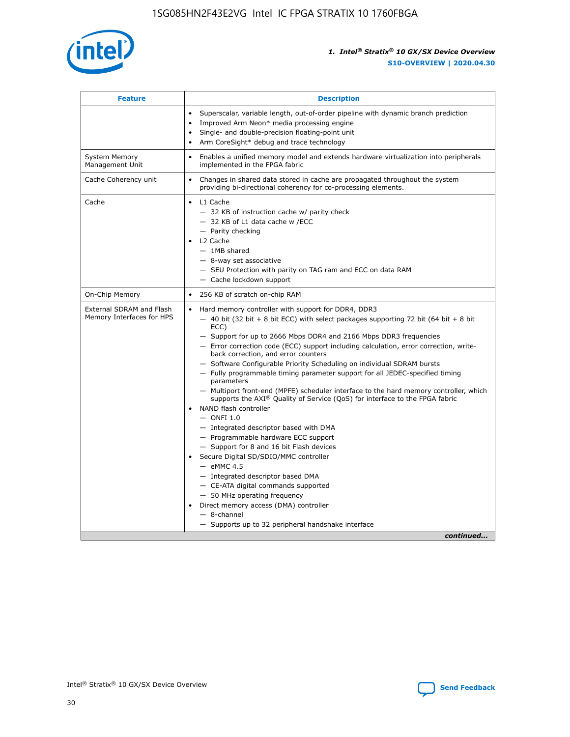| Feature | Description |
| --- | --- |
| | • Superscalar, variable length, out-of-order pipeline with dynamic branch prediction<br>• Improved Arm Neon* media processing engine<br>• Single- and double-precision floating-point unit<br>• Arm CoreSight* debug and trace technology |
| System Memory Management Unit | • Enables a unified memory model and extends hardware virtualization into peripherals implemented in the FPGA fabric |
| Cache Coherency unit | • Changes in shared data stored in cache are propagated throughout the system providing bi-directional coherency for co-processing elements. |
| Cache | • L1 Cache<br>— 32 KB of instruction cache w/ parity check<br>— 32 KB of L1 data cache w /ECC<br>— Parity checking<br>• L2 Cache<br>— 1MB shared<br>— 8-way set associative<br>— SEU Protection with parity on TAG ram and ECC on data RAM<br>— Cache lockdown support |
| On-Chip Memory | • 256 KB of scratch on-chip RAM |
| External SDRAM and Flash Memory Interfaces for HPS | • Hard memory controller with support for DDR4, DDR3<br>— 40 bit (32 bit + 8 bit ECC) with select packages supporting 72 bit (64 bit + 8 bit ECC)<br>— Support for up to 2666 Mbps DDR4 and 2166 Mbps DDR3 frequencies<br>— Error correction code (ECC) support including calculation, error correction, write-back correction, and error counters<br>— Software Configurable Priority Scheduling on individual SDRAM bursts<br>— Fully programmable timing parameter support for all JEDEC-specified timing parameters<br>— Multiport front-end (MPFE) scheduler interface to the hard memory controller, which supports the AXI® Quality of Service (QoS) for interface to the FPGA fabric<br>• NAND flash controller<br>— ONFI 1.0<br>— Integrated descriptor based with DMA<br>— Programmable hardware ECC support<br>— Support for 8 and 16 bit Flash devices<br>• Secure Digital SD/SDIO/MMC controller<br>— eMMC 4.5<br>— Integrated descriptor based DMA<br>— CE-ATA digital commands supported<br>— 50 MHz operating frequency<br>• Direct memory access (DMA) controller<br>— 8-channel<br>— Supports up to 32 peripheral handshake interface |

*continued...*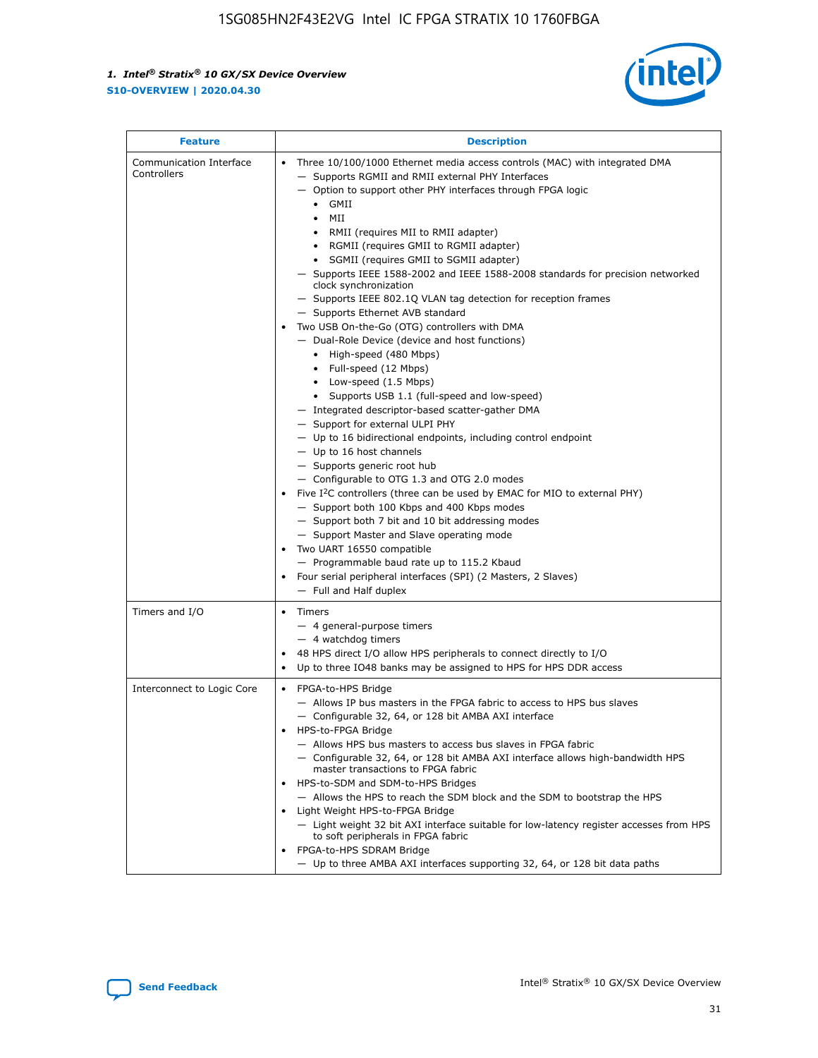| Feature | Description |
| --- | --- |
| Communication Interface Controllers | • Three 10/100/1000 Ethernet media access controls (MAC) with integrated DMA<br>— Supports RGMII and RMII external PHY Interfaces<br>— Option to support other PHY interfaces through FPGA logic<br>• GMII<br>• MII<br>• RMII (requires MII to RMII adapter)<br>• RGMII (requires GMII to RGMII adapter)<br>• SGMII (requires GMII to SGMII adapter)<br>— Supports IEEE 1588-2002 and IEEE 1588-2008 standards for precision networked clock synchronization<br>— Supports IEEE 802.1Q VLAN tag detection for reception frames<br>— Supports Ethernet AVB standard<br>• Two USB On-the-Go (OTG) controllers with DMA<br>— Dual-Role Device (device and host functions)<br>• High-speed (480 Mbps)<br>• Full-speed (12 Mbps)<br>• Low-speed (1.5 Mbps)<br>• Supports USB 1.1 (full-speed and low-speed)<br>— Integrated descriptor-based scatter-gather DMA<br>— Support for external ULPI PHY<br>— Up to 16 bidirectional endpoints, including control endpoint<br>— Up to 16 host channels<br>— Supports generic root hub<br>— Configurable to OTG 1.3 and OTG 2.0 modes<br>• Five I$^2$C controllers (three can be used by EMAC for MIO to external PHY)<br>— Support both 100 Kbps and 400 Kbps modes<br>— Support both 7 bit and 10 bit addressing modes<br>— Support Master and Slave operating mode<br>• Two UART 16550 compatible<br>— Programmable baud rate up to 115.2 Kbaud<br>• Four serial peripheral interfaces (SPI) (2 Masters, 2 Slaves)<br>— Full and Half duplex |
| Timers and I/O | • Timers<br>— 4 general-purpose timers<br>— 4 watchdog timers<br>• 48 HPS direct I/O allow HPS peripherals to connect directly to I/O<br>• Up to three IO48 banks may be assigned to HPS for HPS DDR access |
| Interconnect to Logic Core | • FPGA-to-HPS Bridge<br>— Allows IP bus masters in the FPGA fabric to access to HPS bus slaves<br>— Configurable 32, 64, or 128 bit AMBA AXI interface<br>• HPS-to-FPGA Bridge<br>— Allows HPS bus masters to access bus slaves in FPGA fabric<br>— Configurable 32, 64, or 128 bit AMBA AXI interface allows high-bandwidth HPS master transactions to FPGA fabric<br>• HPS-to-SDM and SDM-to-HPS Bridges<br>— Allows the HPS to reach the SDM block and the SDM to bootstrap the HPS<br>• Light Weight HPS-to-FPGA Bridge<br>— Light weight 32 bit AXI interface suitable for low-latency register accesses from HPS to soft peripherals in FPGA fabric<br>• FPGA-to-HPS SDRAM Bridge<br>— Up to three AMBA AXI interfaces supporting 32, 64, or 128 bit data paths |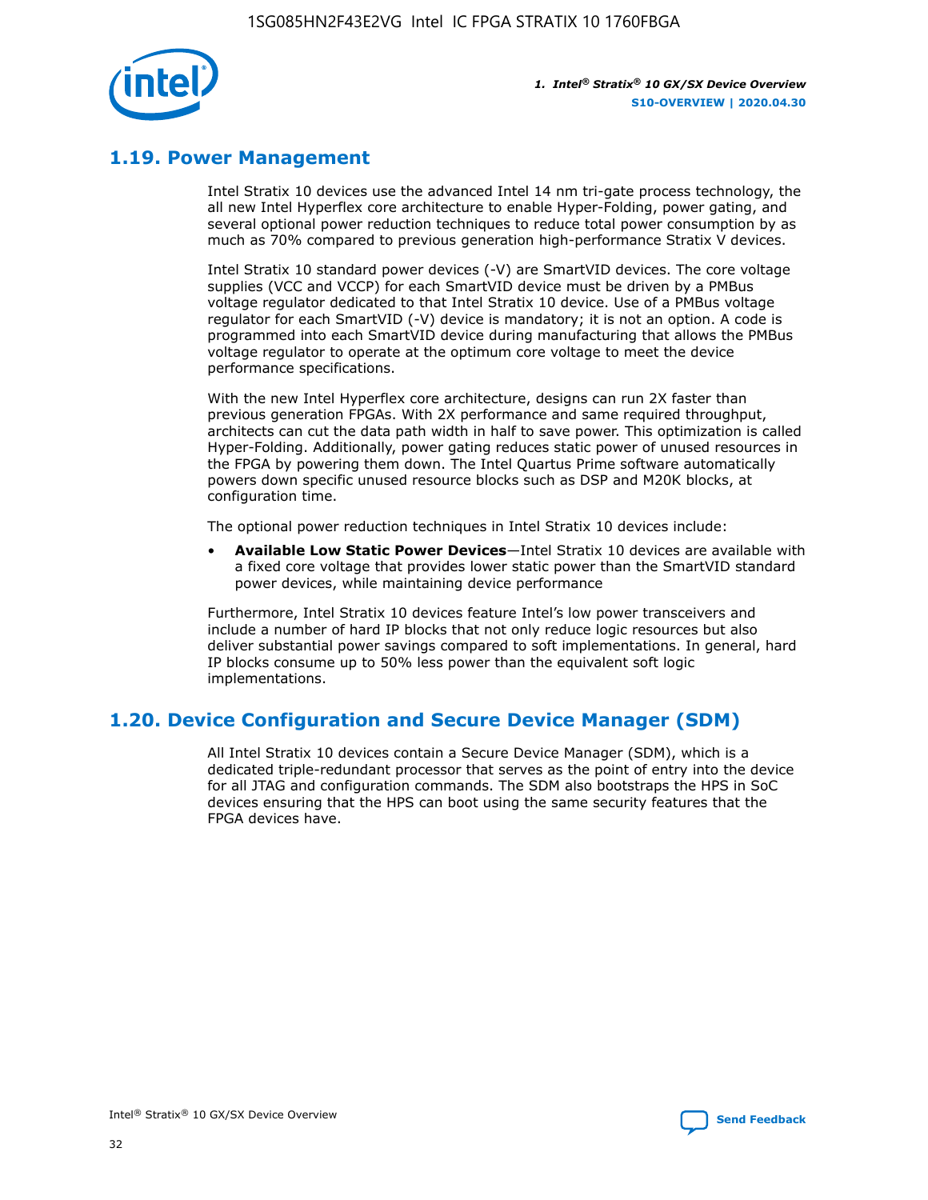## 1.19. Power Management

Intel Stratix 10 devices use the advanced Intel 14 nm tri-gate process technology, the all new Intel Hyperflex core architecture to enable Hyper-Folding, power gating, and several optional power reduction techniques to reduce total power consumption by as much as 70% compared to previous generation high-performance Stratix V devices.

Intel Stratix 10 standard power devices (-V) are SmartVID devices. The core voltage supplies (VCC and VCCP) for each SmartVID device must be driven by a PMBus voltage regulator dedicated to that Intel Stratix 10 device. Use of a PMBus voltage regulator for each SmartVID (-V) device is mandatory; it is not an option. A code is programmed into each SmartVID device during manufacturing that allows the PMBus voltage regulator to operate at the optimum core voltage to meet the device performance specifications.

With the new Intel Hyperflex core architecture, designs can run 2X faster than previous generation FPGAs. With 2X performance and same required throughput, architects can cut the data path width in half to save power. This optimization is called Hyper-Folding. Additionally, power gating reduces static power of unused resources in the FPGA by powering them down. The Intel Quartus Prime software automatically powers down specific unused resource blocks such as DSP and M20K blocks, at configuration time.

The optional power reduction techniques in Intel Stratix 10 devices include:

- **Available Low Static Power Devices**—Intel Stratix 10 devices are available with a fixed core voltage that provides lower static power than the SmartVID standard power devices, while maintaining device performance

Furthermore, Intel Stratix 10 devices feature Intel's low power transceivers and include a number of hard IP blocks that not only reduce logic resources but also deliver substantial power savings compared to soft implementations. In general, hard IP blocks consume up to 50% less power than the equivalent soft logic implementations.

## 1.20. Device Configuration and Secure Device Manager (SDM)

All Intel Stratix 10 devices contain a Secure Device Manager (SDM), which is a dedicated triple-redundant processor that serves as the point of entry into the device for all JTAG and configuration commands. The SDM also bootstraps the HPS in SoC devices ensuring that the HPS can boot using the same security features that the FPGA devices have.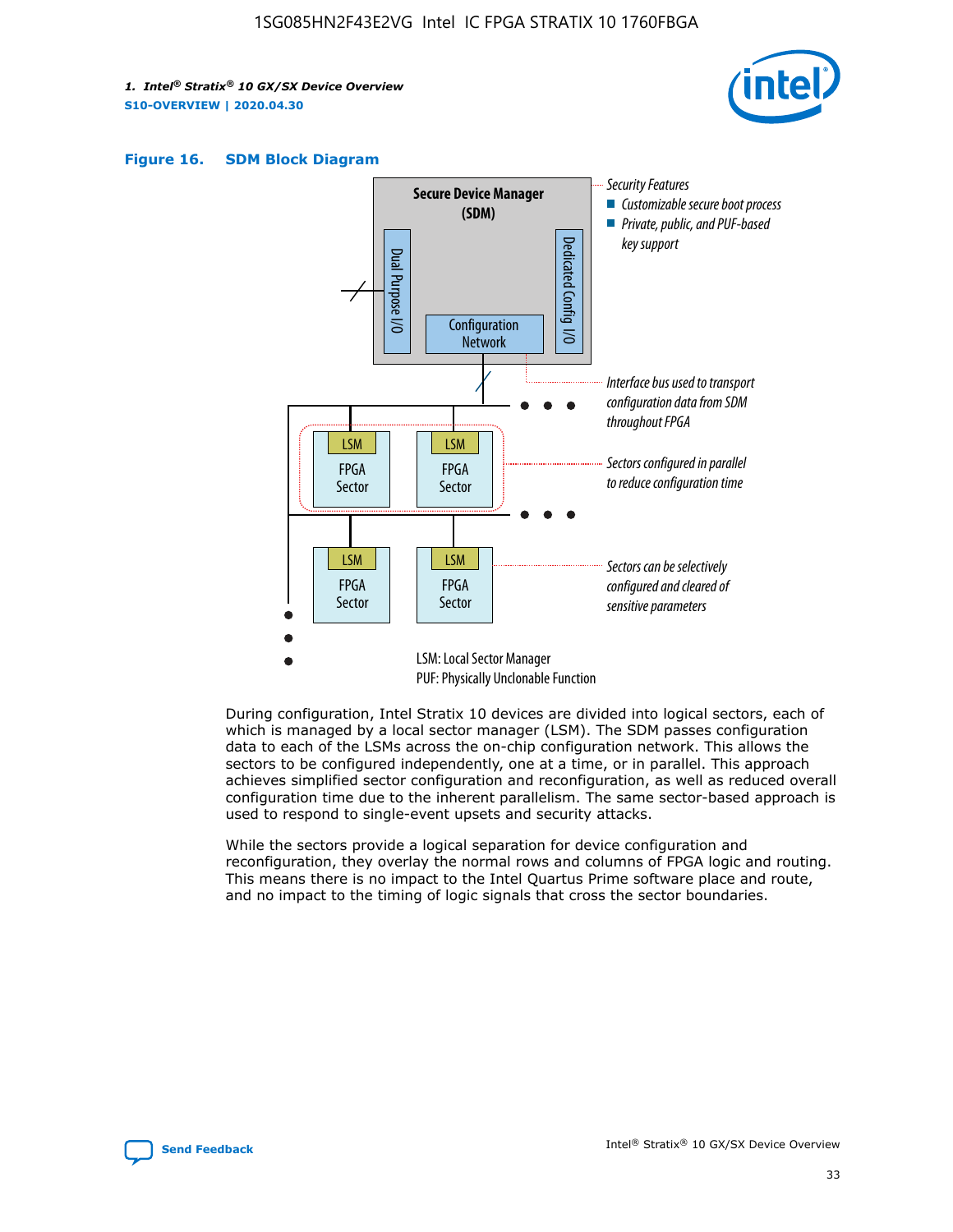#### Figure 16. SDM Block Diagram

Secure Device Manager (SDM)

Dual Purpose I/O

Dedicated Config I/O

Configuration Network

Security Features
- Customizable secure boot process
- Private, public, and PUF-based key support

Interface bus used to transport configuration data from SDM throughout FPGA

Sectors configured in parallel to reduce configuration time

Sectors can be selectively configured and cleared of sensitive parameters

LSM: Local Sector Manager
PUF: Physically Unclonable Function

During configuration, Intel Stratix 10 devices are divided into logical sectors, each of which is managed by a local sector manager (LSM). The SDM passes configuration data to each of the LSMs across the on-chip configuration network. This allows the sectors to be configured independently, one at a time, or in parallel. This approach achieves simplified sector configuration and reconfiguration, as well as reduced overall configuration time due to the inherent parallelism. The same sector-based approach is used to respond to single-event upsets and security attacks.

While the sectors provide a logical separation for device configuration and reconfiguration, they overlay the normal rows and columns of FPGA logic and routing. This means there is no impact to the Intel Quartus Prime software place and route, and no impact to the timing of logic signals that cross the sector boundaries.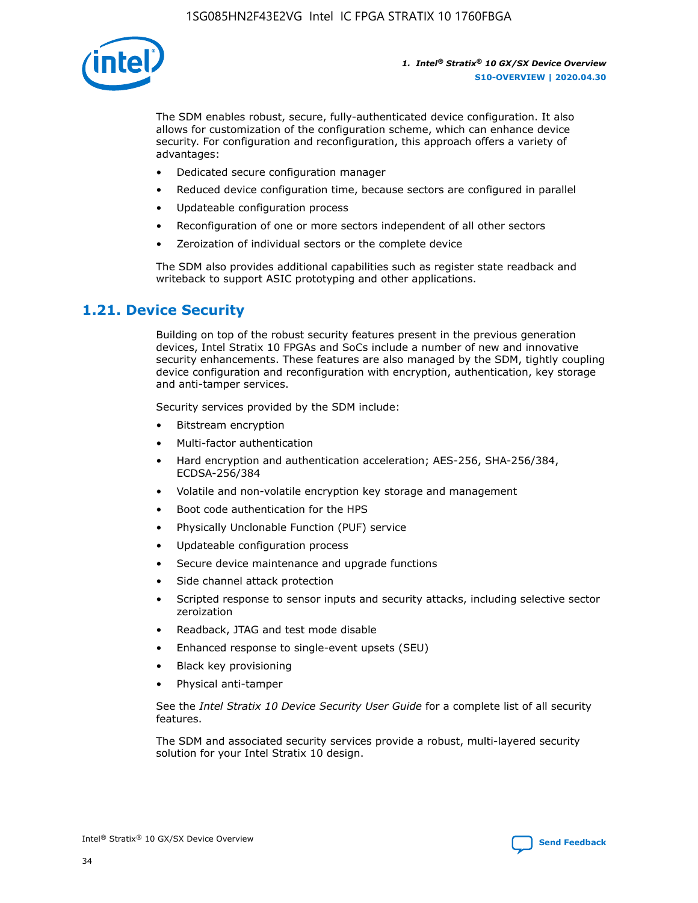The SDM enables robust, secure, fully-authenticated device configuration. It also allows for customization of the configuration scheme, which can enhance device security. For configuration and reconfiguration, this approach offers a variety of advantages:

- Dedicated secure configuration manager
- Reduced device configuration time, because sectors are configured in parallel
- Updateable configuration process
- Reconfiguration of one or more sectors independent of all other sectors
- Zeroization of individual sectors or the complete device

The SDM also provides additional capabilities such as register state readback and writeback to support ASIC prototyping and other applications.

## 1.21. Device Security

Building on top of the robust security features present in the previous generation devices, Intel Stratix 10 FPGAs and SoCs include a number of new and innovative security enhancements. These features are also managed by the SDM, tightly coupling device configuration and reconfiguration with encryption, authentication, key storage and anti-tamper services.

Security services provided by the SDM include:

- Bitstream encryption
- Multi-factor authentication
- Hard encryption and authentication acceleration; AES-256, SHA-256/384, ECDSA-256/384
- Volatile and non-volatile encryption key storage and management
- Boot code authentication for the HPS
- Physically Unclonable Function (PUF) service
- Updateable configuration process
- Secure device maintenance and upgrade functions
- Side channel attack protection
- Scripted response to sensor inputs and security attacks, including selective sector zeroization
- Readback, JTAG and test mode disable
- Enhanced response to single-event upsets (SEU)
- Black key provisioning
- Physical anti-tamper

See the *Intel Stratix 10 Device Security User Guide* for a complete list of all security features.

The SDM and associated security services provide a robust, multi-layered security solution for your Intel Stratix 10 design.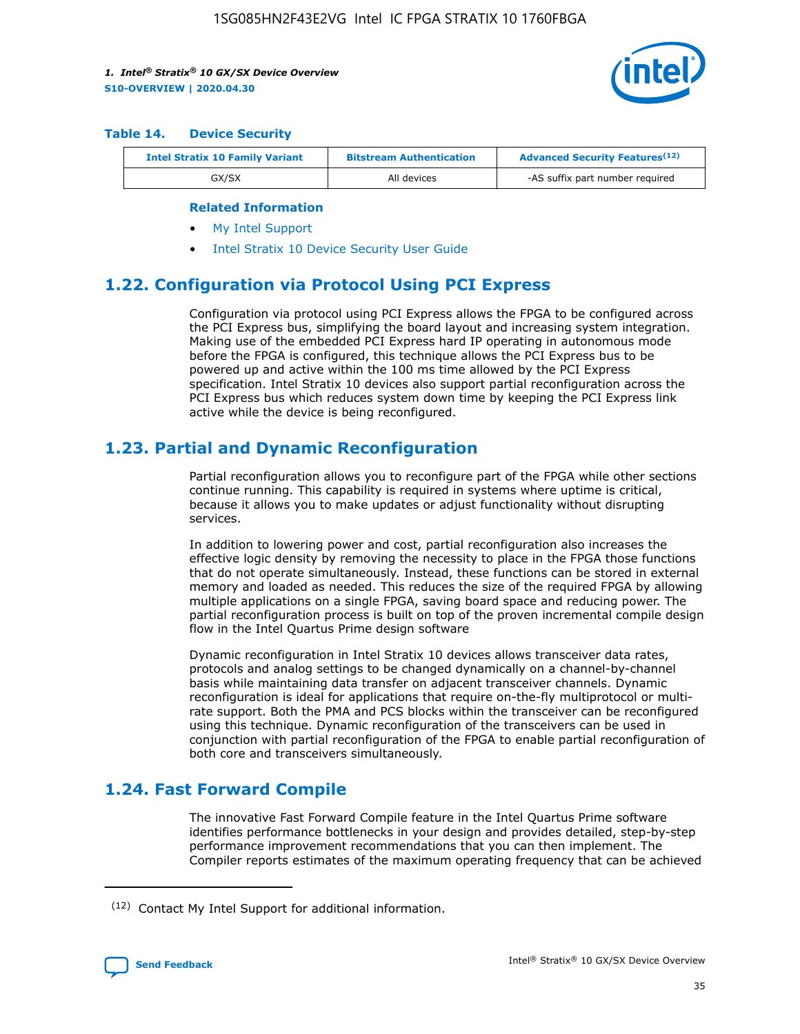**Table 14. Device Security**

| Intel Stratix 10 Family Variant | Bitstream Authentication | Advanced Security Features[(12)] |
| --- | --- | --- |
| GX/SX | All devices | -AS suffix part number required |

**Related Information**

- My Intel Support
- Intel Stratix 10 Device Security User Guide

## 1.22. Configuration via Protocol Using PCI Express

Configuration via protocol using PCI Express allows the FPGA to be configured across the PCI Express bus, simplifying the board layout and increasing system integration. Making use of the embedded PCI Express hard IP operating in autonomous mode before the FPGA is configured, this technique allows the PCI Express bus to be powered up and active within the 100 ms time allowed by the PCI Express specification. Intel Stratix 10 devices also support partial reconfiguration across the PCI Express bus which reduces system down time by keeping the PCI Express link active while the device is being reconfigured.

## 1.23. Partial and Dynamic Reconfiguration

Partial reconfiguration allows you to reconfigure part of the FPGA while other sections continue running. This capability is required in systems where uptime is critical, because it allows you to make updates or adjust functionality without disrupting services.

In addition to lowering power and cost, partial reconfiguration also increases the effective logic density by removing the necessity to place in the FPGA those functions that do not operate simultaneously. Instead, these functions can be stored in external memory and loaded as needed. This reduces the size of the required FPGA by allowing multiple applications on a single FPGA, saving board space and reducing power. The partial reconfiguration process is built on top of the proven incremental compile design flow in the Intel Quartus Prime design software

Dynamic reconfiguration in Intel Stratix 10 devices allows transceiver data rates, protocols and analog settings to be changed dynamically on a channel-by-channel basis while maintaining data transfer on adjacent transceiver channels. Dynamic reconfiguration is ideal for applications that require on-the-fly multiprotocol or multi-rate support. Both the PMA and PCS blocks within the transceiver can be reconfigured using this technique. Dynamic reconfiguration of the transceivers can be used in conjunction with partial reconfiguration of the FPGA to enable partial reconfiguration of both core and transceivers simultaneously.

## 1.24. Fast Forward Compile

The innovative Fast Forward Compile feature in the Intel Quartus Prime software identifies performance bottlenecks in your design and provides detailed, step-by-step performance improvement recommendations that you can then implement. The Compiler reports estimates of the maximum operating frequency that can be achieved

(12) Contact My Intel Support for additional information.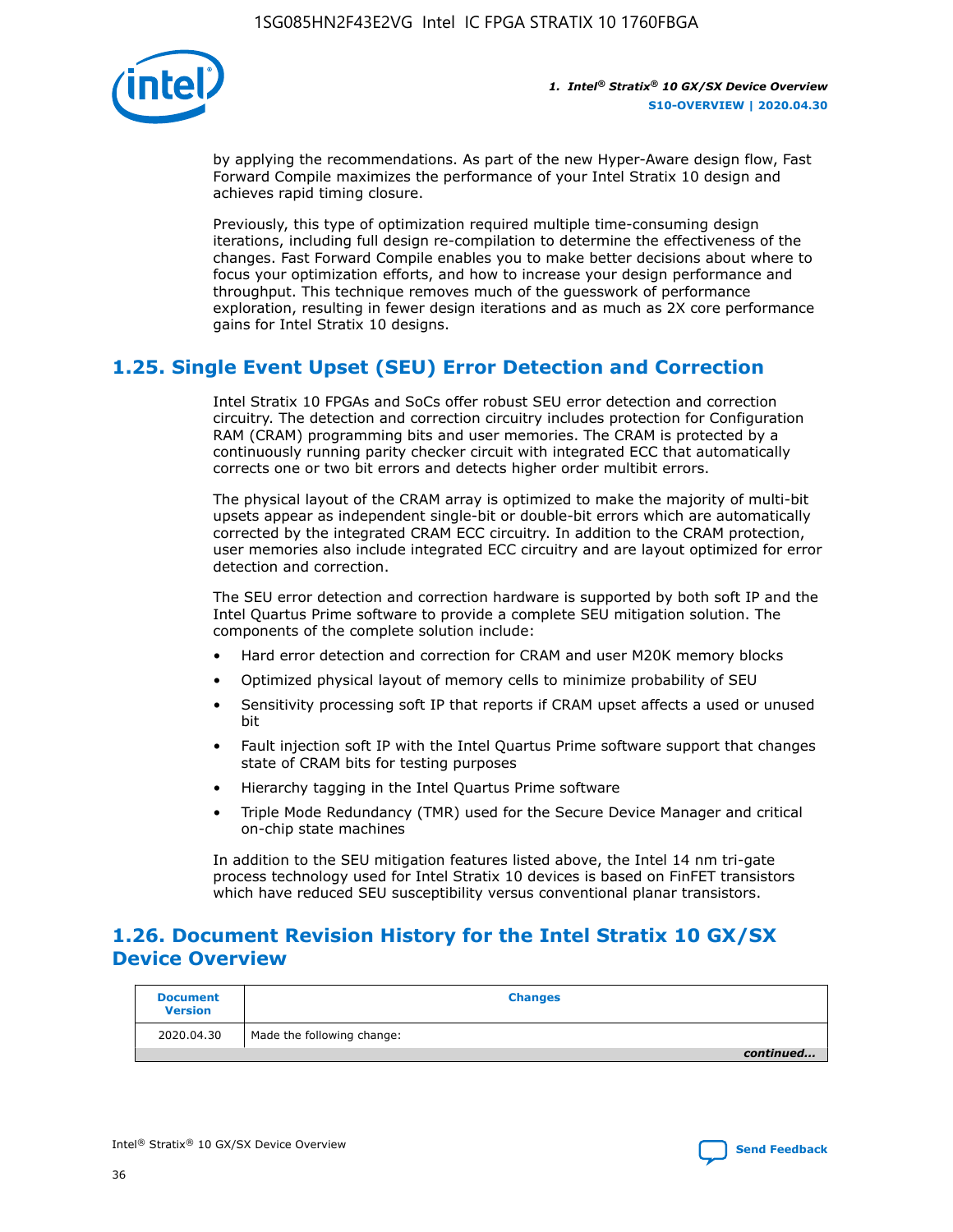by applying the recommendations. As part of the new Hyper-Aware design flow, Fast Forward Compile maximizes the performance of your Intel Stratix 10 design and achieves rapid timing closure.

Previously, this type of optimization required multiple time-consuming design iterations, including full design re-compilation to determine the effectiveness of the changes. Fast Forward Compile enables you to make better decisions about where to focus your optimization efforts, and how to increase your design performance and throughput. This technique removes much of the guesswork of performance exploration, resulting in fewer design iterations and as much as 2X core performance gains for Intel Stratix 10 designs.

## 1.25. Single Event Upset (SEU) Error Detection and Correction

Intel Stratix 10 FPGAs and SoCs offer robust SEU error detection and correction circuitry. The detection and correction circuitry includes protection for Configuration RAM (CRAM) programming bits and user memories. The CRAM is protected by a continuously running parity checker circuit with integrated ECC that automatically corrects one or two bit errors and detects higher order multibit errors.

The physical layout of the CRAM array is optimized to make the majority of multi-bit upsets appear as independent single-bit or double-bit errors which are automatically corrected by the integrated CRAM ECC circuitry. In addition to the CRAM protection, user memories also include integrated ECC circuitry and are layout optimized for error detection and correction.

The SEU error detection and correction hardware is supported by both soft IP and the Intel Quartus Prime software to provide a complete SEU mitigation solution. The components of the complete solution include:

- Hard error detection and correction for CRAM and user M20K memory blocks
- Optimized physical layout of memory cells to minimize probability of SEU
- Sensitivity processing soft IP that reports if CRAM upset affects a used or unused bit
- Fault injection soft IP with the Intel Quartus Prime software support that changes state of CRAM bits for testing purposes
- Hierarchy tagging in the Intel Quartus Prime software
- Triple Mode Redundancy (TMR) used for the Secure Device Manager and critical on-chip state machines

In addition to the SEU mitigation features listed above, the Intel 14 nm tri-gate process technology used for Intel Stratix 10 devices is based on FinFET transistors which have reduced SEU susceptibility versus conventional planar transistors.

## 1.26. Document Revision History for the Intel Stratix 10 GX/SX Device Overview

| Document Version | Changes |
|---|---|
| 2020.04.30 | Made the following change: |

*continued...*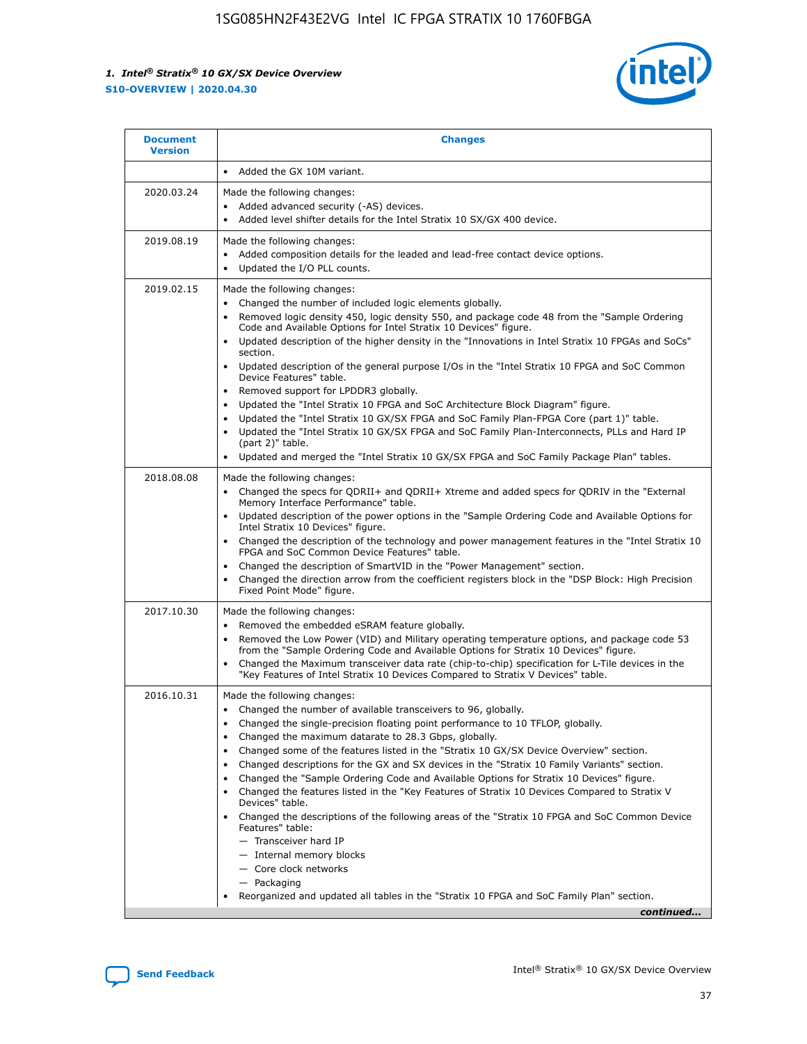| Document Version | Changes |
| --- | --- |
| | • Added the GX 10M variant. |
| 2020.03.24 | Made the following changes:<br>• Added advanced security (-AS) devices.<br>• Added level shifter details for the Intel Stratix 10 SX/GX 400 device. |
| 2019.08.19 | Made the following changes:<br>• Added composition details for the leaded and lead-free contact device options.<br>• Updated the I/O PLL counts. |
| 2019.02.15 | Made the following changes:<br>• Changed the number of included logic elements globally.<br>• Removed logic density 450, logic density 550, and package code 48 from the "Sample Ordering Code and Available Options for Intel Stratix 10 Devices" figure.<br>• Updated description of the higher density in the "Innovations in Intel Stratix 10 FPGAs and SoCs" section.<br>• Updated description of the general purpose I/Os in the "Intel Stratix 10 FPGA and SoC Common Device Features" table.<br>• Removed support for LPDDR3 globally.<br>• Updated the "Intel Stratix 10 FPGA and SoC Architecture Block Diagram" figure.<br>• Updated the "Intel Stratix 10 GX/SX FPGA and SoC Family Plan-FPGA Core (part 1)" table.<br>• Updated the "Intel Stratix 10 GX/SX FPGA and SoC Family Plan-Interconnects, PLLs and Hard IP (part 2)" table.<br>• Updated and merged the "Intel Stratix 10 GX/SX FPGA and SoC Family Package Plan" tables. |
| 2018.08.08 | Made the following changes:<br>• Changed the specs for QDRII+ and QDRII+ Xtreme and added specs for QDRIV in the "External Memory Interface Performance" table.<br>• Updated description of the power options in the "Sample Ordering Code and Available Options for Intel Stratix 10 Devices" figure.<br>• Changed the description of the technology and power management features in the "Intel Stratix 10 FPGA and SoC Common Device Features" table.<br>• Changed the description of SmartVID in the "Power Management" section.<br>• Changed the direction arrow from the coefficient registers block in the "DSP Block: High Precision Fixed Point Mode" figure. |
| 2017.10.30 | Made the following changes:<br>• Removed the embedded eSRAM feature globally.<br>• Removed the Low Power (VID) and Military operating temperature options, and package code 53 from the "Sample Ordering Code and Available Options for Stratix 10 Devices" figure.<br>• Changed the Maximum transceiver data rate (chip-to-chip) specification for L-Tile devices in the "Key Features of Intel Stratix 10 Devices Compared to Stratix V Devices" table. |
| 2016.10.31 | Made the following changes:<br>• Changed the number of available transceivers to 96, globally.<br>• Changed the single-precision floating point performance to 10 TFLOP, globally.<br>• Changed the maximum datarate to 28.3 Gbps, globally.<br>• Changed some of the features listed in the "Stratix 10 GX/SX Device Overview" section.<br>• Changed descriptions for the GX and SX devices in the "Stratix 10 Family Variants" section.<br>• Changed the "Sample Ordering Code and Available Options for Stratix 10 Devices" figure.<br>• Changed the features listed in the "Key Features of Stratix 10 Devices Compared to Stratix V Devices" table.<br>• Changed the descriptions of the following areas of the "Stratix 10 FPGA and SoC Common Device Features" table:<br>— Transceiver hard IP<br>— Internal memory blocks<br>— Core clock networks<br>— Packaging<br>• Reorganized and updated all tables in the "Stratix 10 FPGA and SoC Family Plan" section. |

*continued...*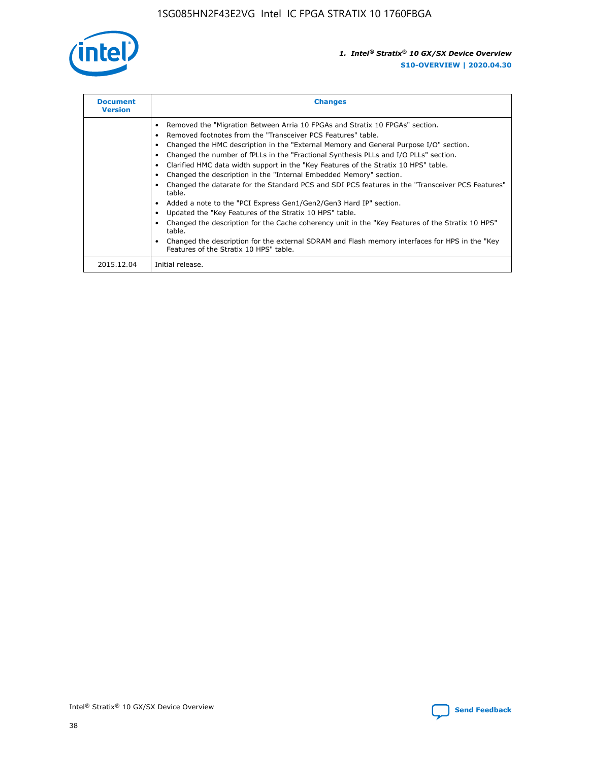| Document Version | Changes |
| --- | --- |
| | • Removed the "Migration Between Arria 10 FPGAs and Stratix 10 FPGAs" section.<br>• Removed footnotes from the "Transceiver PCS Features" table.<br>• Changed the HMC description in the "External Memory and General Purpose I/O" section.<br>• Changed the number of fPLLs in the "Fractional Synthesis PLLs and I/O PLLs" section.<br>• Clarified HMC data width support in the "Key Features of the Stratix 10 HPS" table.<br>• Changed the description in the "Internal Embedded Memory" section.<br>• Changed the datarate for the Standard PCS and SDI PCS features in the "Transceiver PCS Features" table.<br>• Added a note to the "PCI Express Gen1/Gen2/Gen3 Hard IP" section.<br>• Updated the "Key Features of the Stratix 10 HPS" table.<br>• Changed the description for the Cache coherency unit in the "Key Features of the Stratix 10 HPS" table.<br>• Changed the description for the external SDRAM and Flash memory interfaces for HPS in the "Key Features of the Stratix 10 HPS" table. |
| 2015.12.04 | Initial release. |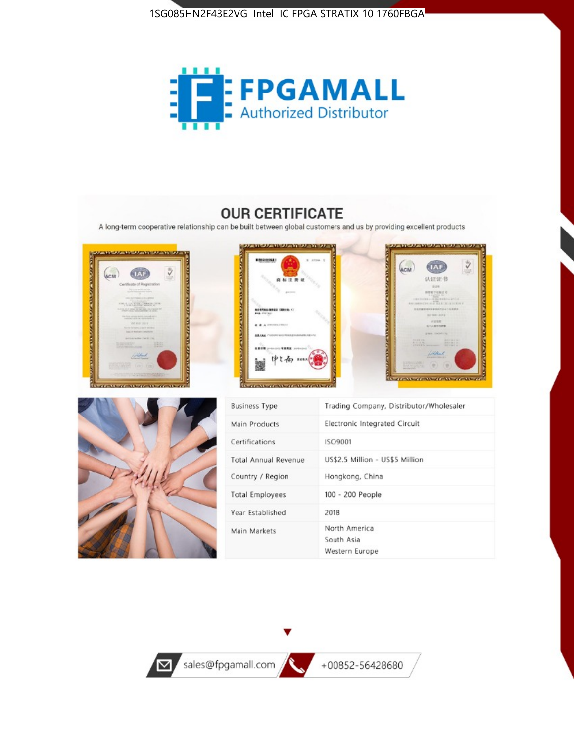FPGAMALL
Authorized Distributor

## OUR CERTIFICATE

A long-term cooperative relationship can be built between global customers and us by providing excellent products

| | |
|---|---|
| Business Type | Trading Company, Distributor/Wholesaler |
| Main Products | Electronic Integrated Circuit |
| Certifications | ISO9001 |
| Total Annual Revenue | US$2.5 Million - US$5 Million |
| Country / Region | Hongkong, China |
| Total Employees | 100 - 200 People |
| Year Established | 2018 |
| Main Markets | North America<br>South Asia<br>Western Europe |

sales@fpgamall.com

+00852-56428680